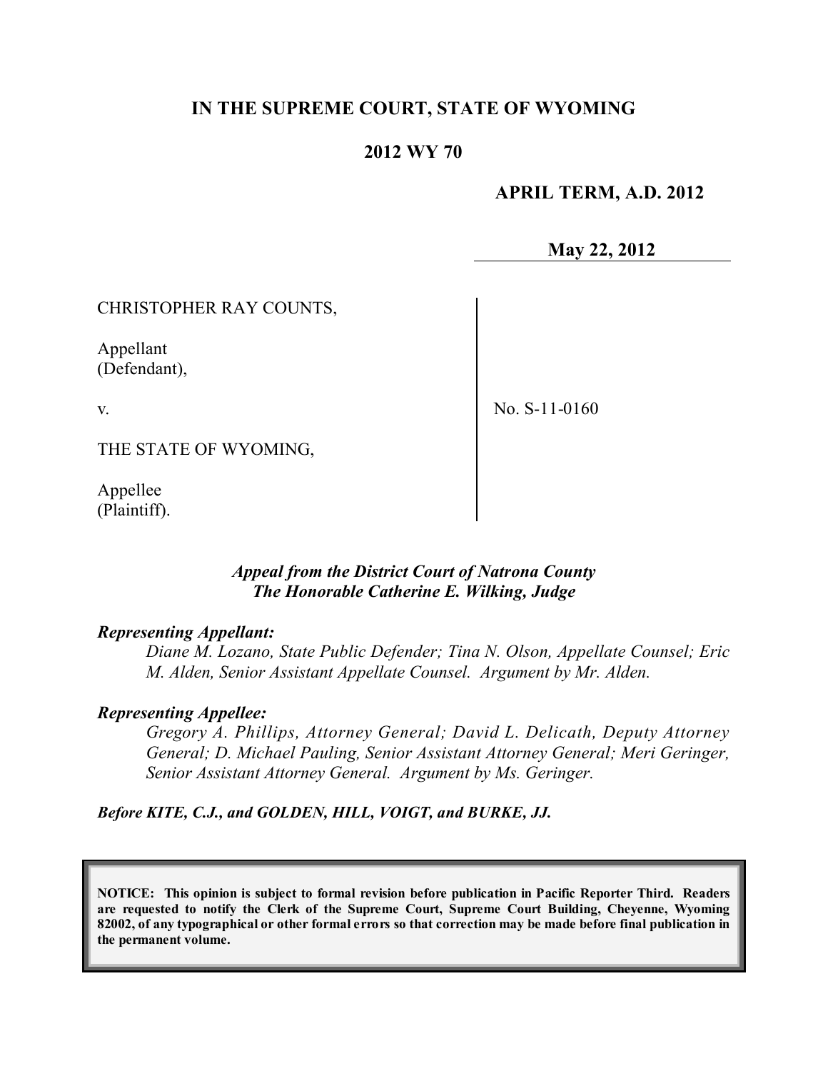# IN THE SUPREME COURT, STATE OF WYOMING

## 2012 WY 70

**APRIL TERM, A.D. 2012**

**May 22, 2012**

CHRISTOPHER RAY COUNTS,

Appellant
(Defendant),

v.

THE STATE OF WYOMING,

Appellee
(Plaintiff).

No. S-11-0160

*Appeal from the District Court of Natrona County*
*The Honorable Catherine E. Wilking, Judge*

***Representing Appellant:***

*Diane M. Lozano, State Public Defender; Tina N. Olson, Appellate Counsel; Eric M. Alden, Senior Assistant Appellate Counsel. Argument by Mr. Alden.*

***Representing Appellee:***

*Gregory A. Phillips, Attorney General; David L. Delicath, Deputy Attorney General; D. Michael Pauling, Senior Assistant Attorney General; Meri Geringer, Senior Assistant Attorney General. Argument by Ms. Geringer.*

***Before KITE, C.J., and GOLDEN, HILL, VOIGT, and BURKE, JJ.***

**NOTICE: This opinion is subject to formal revision before publication in Pacific Reporter Third. Readers are requested to notify the Clerk of the Supreme Court, Supreme Court Building, Cheyenne, Wyoming 82002, of any typographical or other formal errors so that correction may be made before final publication in the permanent volume.**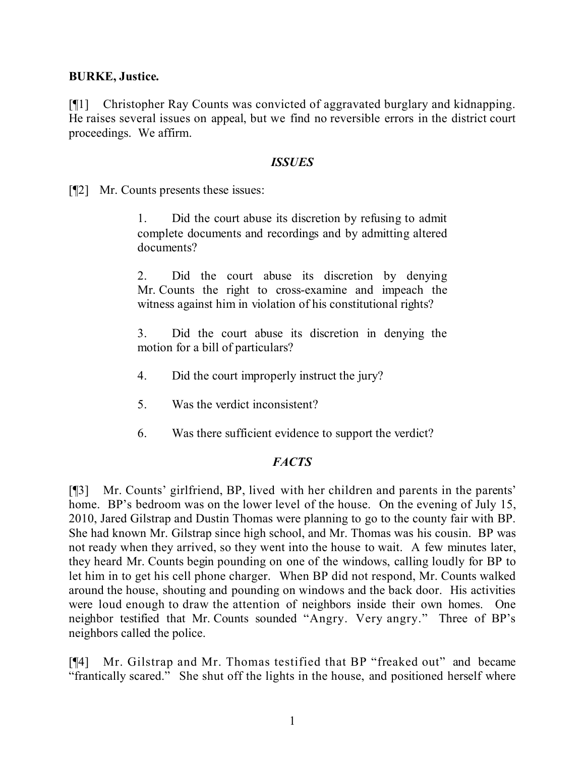**BURKE, Justice.**

[¶1] Christopher Ray Counts was convicted of aggravated burglary and kidnapping. He raises several issues on appeal, but we find no reversible errors in the district court proceedings. We affirm.

### *ISSUES*

[¶2] Mr. Counts presents these issues:

> 1. Did the court abuse its discretion by refusing to admit complete documents and recordings and by admitting altered documents?
>
> 2. Did the court abuse its discretion by denying Mr. Counts the right to cross-examine and impeach the witness against him in violation of his constitutional rights?
>
> 3. Did the court abuse its discretion in denying the motion for a bill of particulars?
>
> 4. Did the court improperly instruct the jury?
>
> 5. Was the verdict inconsistent?
>
> 6. Was there sufficient evidence to support the verdict?

### *FACTS*

[¶3] Mr. Counts' girlfriend, BP, lived with her children and parents in the parents' home. BP's bedroom was on the lower level of the house. On the evening of July 15, 2010, Jared Gilstrap and Dustin Thomas were planning to go to the county fair with BP. She had known Mr. Gilstrap since high school, and Mr. Thomas was his cousin. BP was not ready when they arrived, so they went into the house to wait. A few minutes later, they heard Mr. Counts begin pounding on one of the windows, calling loudly for BP to let him in to get his cell phone charger. When BP did not respond, Mr. Counts walked around the house, shouting and pounding on windows and the back door. His activities were loud enough to draw the attention of neighbors inside their own homes. One neighbor testified that Mr. Counts sounded "Angry. Very angry." Three of BP's neighbors called the police.

[¶4] Mr. Gilstrap and Mr. Thomas testified that BP "freaked out" and became "frantically scared." She shut off the lights in the house, and positioned herself where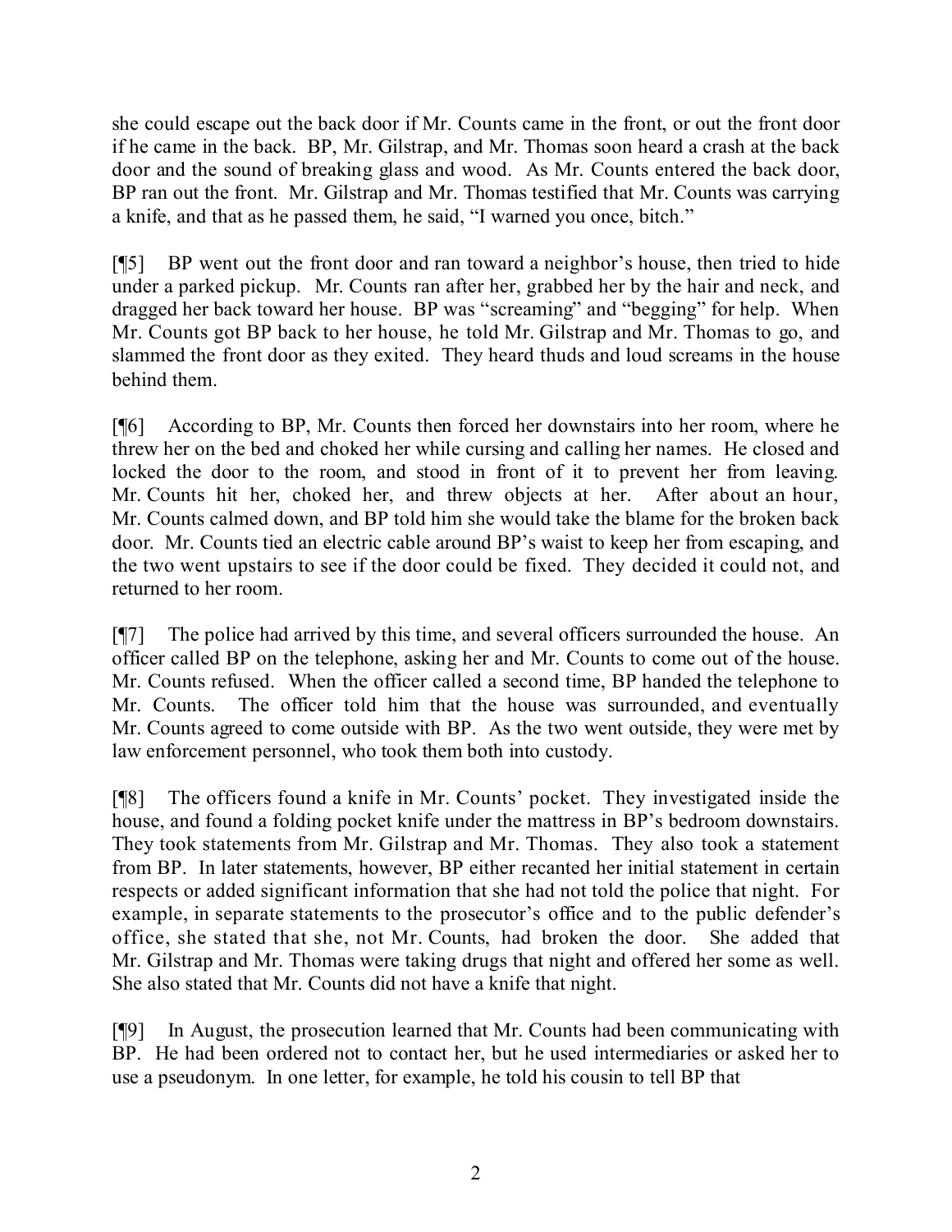she could escape out the back door if Mr. Counts came in the front, or out the front door if he came in the back. BP, Mr. Gilstrap, and Mr. Thomas soon heard a crash at the back door and the sound of breaking glass and wood. As Mr. Counts entered the back door, BP ran out the front. Mr. Gilstrap and Mr. Thomas testified that Mr. Counts was carrying a knife, and that as he passed them, he said, "I warned you once, bitch."

[¶5] BP went out the front door and ran toward a neighbor's house, then tried to hide under a parked pickup. Mr. Counts ran after her, grabbed her by the hair and neck, and dragged her back toward her house. BP was "screaming" and "begging" for help. When Mr. Counts got BP back to her house, he told Mr. Gilstrap and Mr. Thomas to go, and slammed the front door as they exited. They heard thuds and loud screams in the house behind them.

[¶6] According to BP, Mr. Counts then forced her downstairs into her room, where he threw her on the bed and choked her while cursing and calling her names. He closed and locked the door to the room, and stood in front of it to prevent her from leaving. Mr. Counts hit her, choked her, and threw objects at her. After about an hour, Mr. Counts calmed down, and BP told him she would take the blame for the broken back door. Mr. Counts tied an electric cable around BP's waist to keep her from escaping, and the two went upstairs to see if the door could be fixed. They decided it could not, and returned to her room.

[¶7] The police had arrived by this time, and several officers surrounded the house. An officer called BP on the telephone, asking her and Mr. Counts to come out of the house. Mr. Counts refused. When the officer called a second time, BP handed the telephone to Mr. Counts. The officer told him that the house was surrounded, and eventually Mr. Counts agreed to come outside with BP. As the two went outside, they were met by law enforcement personnel, who took them both into custody.

[¶8] The officers found a knife in Mr. Counts' pocket. They investigated inside the house, and found a folding pocket knife under the mattress in BP's bedroom downstairs. They took statements from Mr. Gilstrap and Mr. Thomas. They also took a statement from BP. In later statements, however, BP either recanted her initial statement in certain respects or added significant information that she had not told the police that night. For example, in separate statements to the prosecutor's office and to the public defender's office, she stated that she, not Mr. Counts, had broken the door. She added that Mr. Gilstrap and Mr. Thomas were taking drugs that night and offered her some as well. She also stated that Mr. Counts did not have a knife that night.

[¶9] In August, the prosecution learned that Mr. Counts had been communicating with BP. He had been ordered not to contact her, but he used intermediaries or asked her to use a pseudonym. In one letter, for example, he told his cousin to tell BP that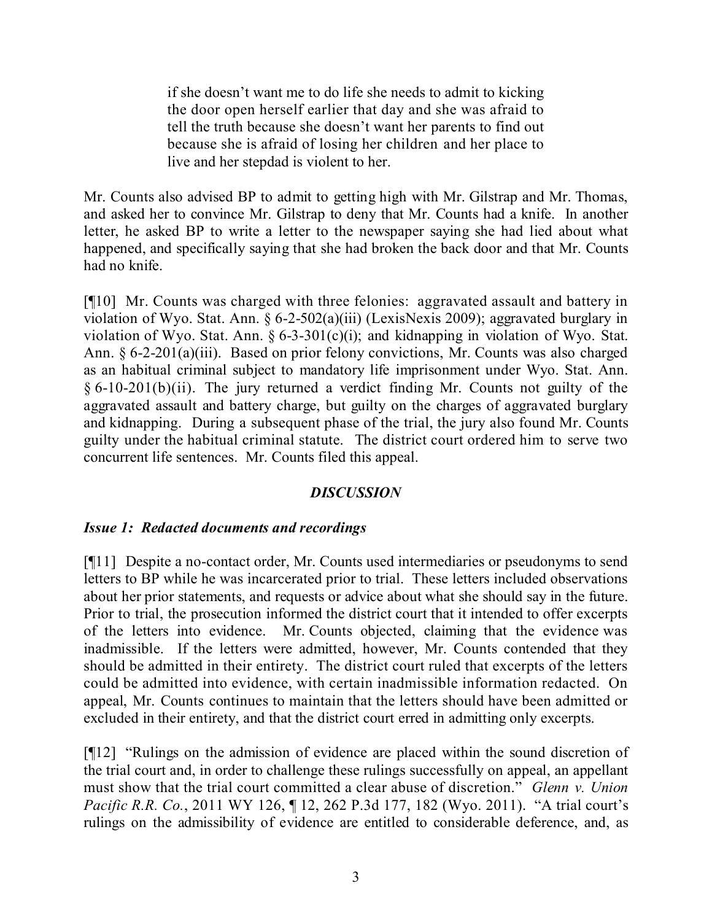> if she doesn't want me to do life she needs to admit to kicking the door open herself earlier that day and she was afraid to tell the truth because she doesn't want her parents to find out because she is afraid of losing her children and her place to live and her stepdad is violent to her.

Mr. Counts also advised BP to admit to getting high with Mr. Gilstrap and Mr. Thomas, and asked her to convince Mr. Gilstrap to deny that Mr. Counts had a knife. In another letter, he asked BP to write a letter to the newspaper saying she had lied about what happened, and specifically saying that she had broken the back door and that Mr. Counts had no knife.

[¶10] Mr. Counts was charged with three felonies: aggravated assault and battery in violation of Wyo. Stat. Ann. § 6-2-502(a)(iii) (LexisNexis 2009); aggravated burglary in violation of Wyo. Stat. Ann. § 6-3-301(c)(i); and kidnapping in violation of Wyo. Stat. Ann. § 6-2-201(a)(iii). Based on prior felony convictions, Mr. Counts was also charged as an habitual criminal subject to mandatory life imprisonment under Wyo. Stat. Ann. § 6-10-201(b)(ii). The jury returned a verdict finding Mr. Counts not guilty of the aggravated assault and battery charge, but guilty on the charges of aggravated burglary and kidnapping. During a subsequent phase of the trial, the jury also found Mr. Counts guilty under the habitual criminal statute. The district court ordered him to serve two concurrent life sentences. Mr. Counts filed this appeal.

## *DISCUSSION*

### *Issue 1: Redacted documents and recordings*

[¶11] Despite a no-contact order, Mr. Counts used intermediaries or pseudonyms to send letters to BP while he was incarcerated prior to trial. These letters included observations about her prior statements, and requests or advice about what she should say in the future. Prior to trial, the prosecution informed the district court that it intended to offer excerpts of the letters into evidence. Mr. Counts objected, claiming that the evidence was inadmissible. If the letters were admitted, however, Mr. Counts contended that they should be admitted in their entirety. The district court ruled that excerpts of the letters could be admitted into evidence, with certain inadmissible information redacted. On appeal, Mr. Counts continues to maintain that the letters should have been admitted or excluded in their entirety, and that the district court erred in admitting only excerpts.

[¶12] "Rulings on the admission of evidence are placed within the sound discretion of the trial court and, in order to challenge these rulings successfully on appeal, an appellant must show that the trial court committed a clear abuse of discretion." *Glenn v. Union Pacific R.R. Co.*, 2011 WY 126, ¶ 12, 262 P.3d 177, 182 (Wyo. 2011). "A trial court's rulings on the admissibility of evidence are entitled to considerable deference, and, as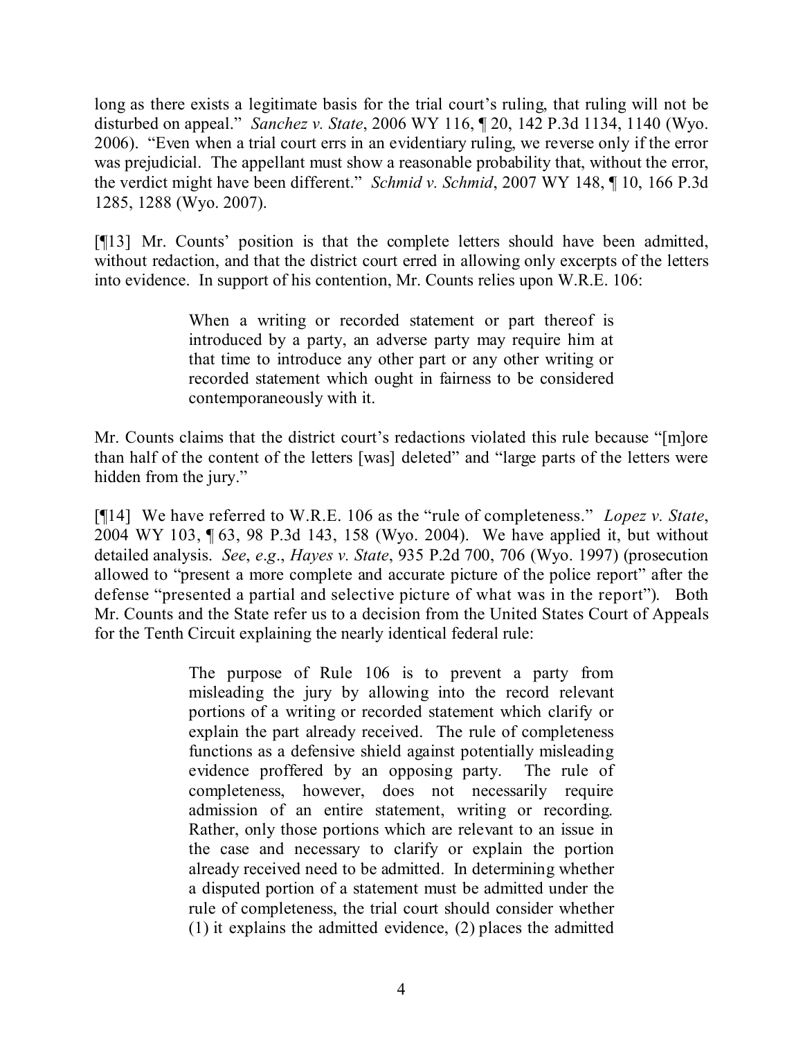long as there exists a legitimate basis for the trial court's ruling, that ruling will not be disturbed on appeal." *Sanchez v. State*, 2006 WY 116, ¶ 20, 142 P.3d 1134, 1140 (Wyo. 2006). "Even when a trial court errs in an evidentiary ruling, we reverse only if the error was prejudicial. The appellant must show a reasonable probability that, without the error, the verdict might have been different." *Schmid v. Schmid*, 2007 WY 148, ¶ 10, 166 P.3d 1285, 1288 (Wyo. 2007).

[¶13] Mr. Counts' position is that the complete letters should have been admitted, without redaction, and that the district court erred in allowing only excerpts of the letters into evidence. In support of his contention, Mr. Counts relies upon W.R.E. 106:

> When a writing or recorded statement or part thereof is introduced by a party, an adverse party may require him at that time to introduce any other part or any other writing or recorded statement which ought in fairness to be considered contemporaneously with it.

Mr. Counts claims that the district court's redactions violated this rule because "[m]ore than half of the content of the letters [was] deleted" and "large parts of the letters were hidden from the jury."

[¶14] We have referred to W.R.E. 106 as the "rule of completeness." *Lopez v. State*, 2004 WY 103, ¶ 63, 98 P.3d 143, 158 (Wyo. 2004). We have applied it, but without detailed analysis. *See*, *e.g*., *Hayes v. State*, 935 P.2d 700, 706 (Wyo. 1997) (prosecution allowed to "present a more complete and accurate picture of the police report" after the defense "presented a partial and selective picture of what was in the report"). Both Mr. Counts and the State refer us to a decision from the United States Court of Appeals for the Tenth Circuit explaining the nearly identical federal rule:

> The purpose of Rule 106 is to prevent a party from misleading the jury by allowing into the record relevant portions of a writing or recorded statement which clarify or explain the part already received. The rule of completeness functions as a defensive shield against potentially misleading evidence proffered by an opposing party. The rule of completeness, however, does not necessarily require admission of an entire statement, writing or recording. Rather, only those portions which are relevant to an issue in the case and necessary to clarify or explain the portion already received need to be admitted. In determining whether a disputed portion of a statement must be admitted under the rule of completeness, the trial court should consider whether (1) it explains the admitted evidence, (2) places the admitted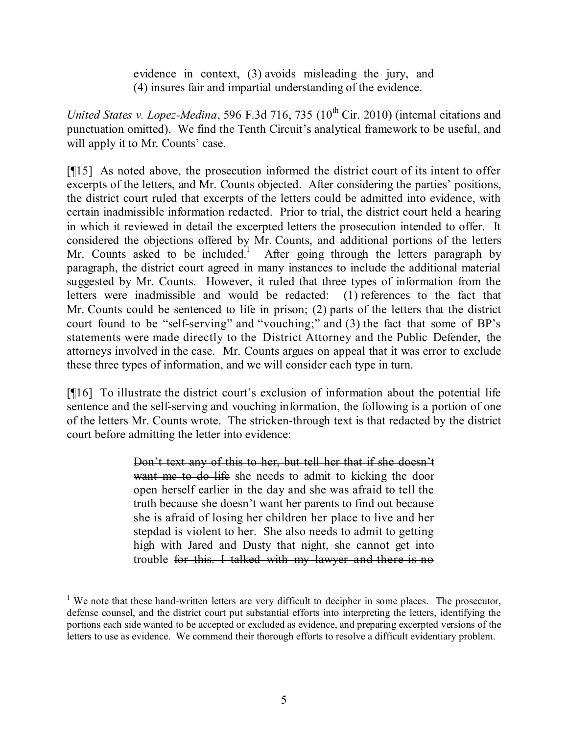> evidence in context, (3) avoids misleading the jury, and (4) insures fair and impartial understanding of the evidence.

*United States v. Lopez-Medina*, 596 F.3d 716, 735 (10th Cir. 2010) (internal citations and punctuation omitted). We find the Tenth Circuit's analytical framework to be useful, and will apply it to Mr. Counts' case.

[¶15] As noted above, the prosecution informed the district court of its intent to offer excerpts of the letters, and Mr. Counts objected. After considering the parties' positions, the district court ruled that excerpts of the letters could be admitted into evidence, with certain inadmissible information redacted. Prior to trial, the district court held a hearing in which it reviewed in detail the excerpted letters the prosecution intended to offer. It considered the objections offered by Mr. Counts, and additional portions of the letters Mr. Counts asked to be included.[1] After going through the letters paragraph by paragraph, the district court agreed in many instances to include the additional material suggested by Mr. Counts. However, it ruled that three types of information from the letters were inadmissible and would be redacted: (1) references to the fact that Mr. Counts could be sentenced to life in prison; (2) parts of the letters that the district court found to be "self-serving" and "vouching;" and (3) the fact that some of BP's statements were made directly to the District Attorney and the Public Defender, the attorneys involved in the case. Mr. Counts argues on appeal that it was error to exclude these three types of information, and we will consider each type in turn.

[¶16] To illustrate the district court's exclusion of information about the potential life sentence and the self-serving and vouching information, the following is a portion of one of the letters Mr. Counts wrote. The stricken-through text is that redacted by the district court before admitting the letter into evidence:

> ~~Don't text any of this to her, but tell her that if she doesn't want me to do life~~ she needs to admit to kicking the door open herself earlier in the day and she was afraid to tell the truth because she doesn't want her parents to find out because she is afraid of losing her children her place to live and her stepdad is violent to her. She also needs to admit to getting high with Jared and Dusty that night, she cannot get into trouble ~~for this. I talked with my lawyer and there is no~~

[1] We note that these hand-written letters are very difficult to decipher in some places. The prosecutor, defense counsel, and the district court put substantial efforts into interpreting the letters, identifying the portions each side wanted to be accepted or excluded as evidence, and preparing excerpted versions of the letters to use as evidence. We commend their thorough efforts to resolve a difficult evidentiary problem.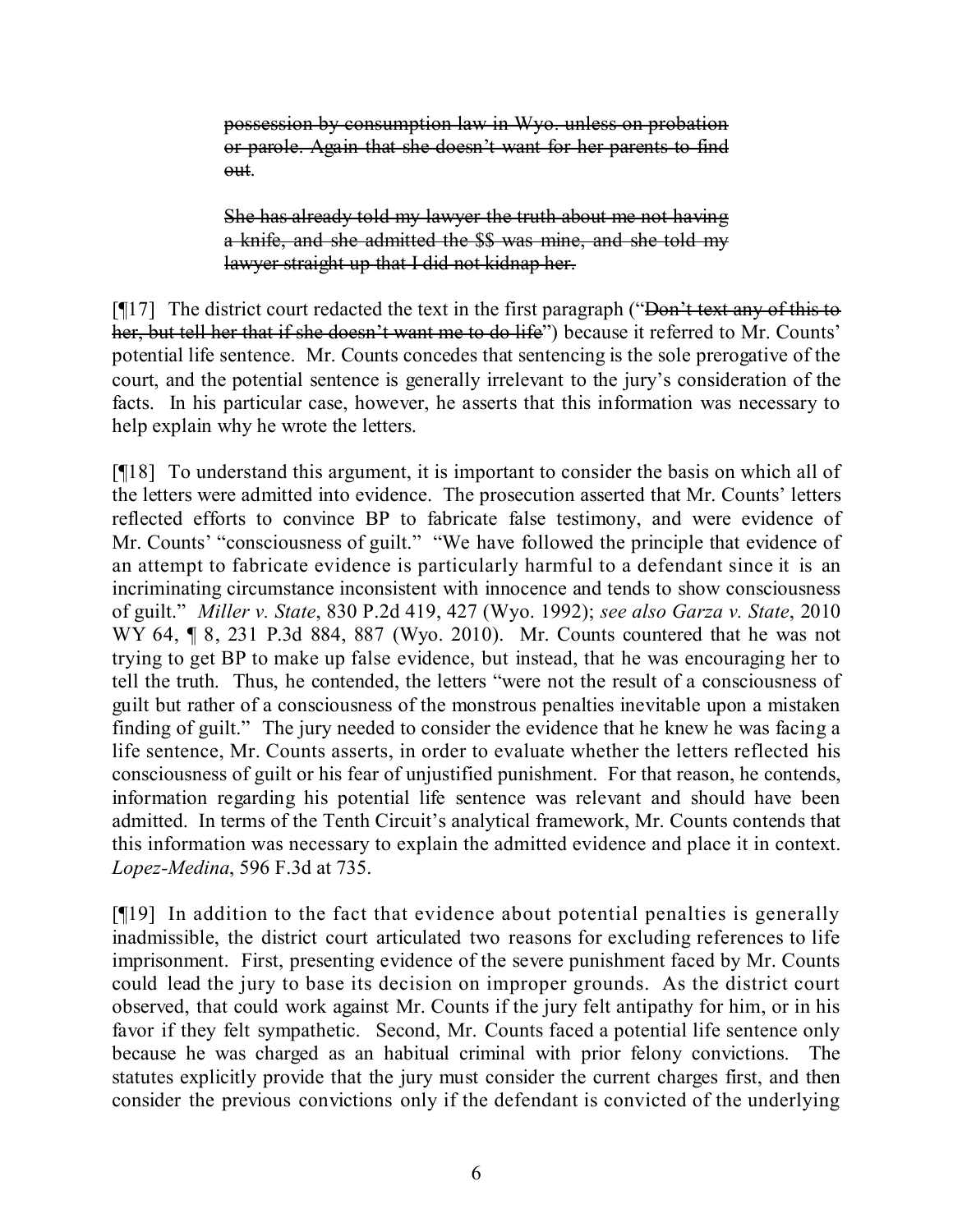> ~~possession by consumption law in Wyo. unless on probation or parole. Again that she doesn't want for her parents to find out~~.
>
> ~~She has already told my lawyer the truth about me not having a knife, and she admitted the $$ was mine, and she told my lawyer straight up that I did not kidnap her.~~

[¶17] The district court redacted the text in the first paragraph ("~~Don't text any of this to her, but tell her that if she doesn't want me to do life~~") because it referred to Mr. Counts' potential life sentence. Mr. Counts concedes that sentencing is the sole prerogative of the court, and the potential sentence is generally irrelevant to the jury's consideration of the facts. In his particular case, however, he asserts that this information was necessary to help explain why he wrote the letters.

[¶18] To understand this argument, it is important to consider the basis on which all of the letters were admitted into evidence. The prosecution asserted that Mr. Counts' letters reflected efforts to convince BP to fabricate false testimony, and were evidence of Mr. Counts' "consciousness of guilt." "We have followed the principle that evidence of an attempt to fabricate evidence is particularly harmful to a defendant since it is an incriminating circumstance inconsistent with innocence and tends to show consciousness of guilt." *Miller v. State*, 830 P.2d 419, 427 (Wyo. 1992); *see also Garza v. State*, 2010 WY 64, ¶ 8, 231 P.3d 884, 887 (Wyo. 2010). Mr. Counts countered that he was not trying to get BP to make up false evidence, but instead, that he was encouraging her to tell the truth. Thus, he contended, the letters "were not the result of a consciousness of guilt but rather of a consciousness of the monstrous penalties inevitable upon a mistaken finding of guilt." The jury needed to consider the evidence that he knew he was facing a life sentence, Mr. Counts asserts, in order to evaluate whether the letters reflected his consciousness of guilt or his fear of unjustified punishment. For that reason, he contends, information regarding his potential life sentence was relevant and should have been admitted. In terms of the Tenth Circuit's analytical framework, Mr. Counts contends that this information was necessary to explain the admitted evidence and place it in context. *Lopez-Medina*, 596 F.3d at 735.

[¶19] In addition to the fact that evidence about potential penalties is generally inadmissible, the district court articulated two reasons for excluding references to life imprisonment. First, presenting evidence of the severe punishment faced by Mr. Counts could lead the jury to base its decision on improper grounds. As the district court observed, that could work against Mr. Counts if the jury felt antipathy for him, or in his favor if they felt sympathetic. Second, Mr. Counts faced a potential life sentence only because he was charged as an habitual criminal with prior felony convictions. The statutes explicitly provide that the jury must consider the current charges first, and then consider the previous convictions only if the defendant is convicted of the underlying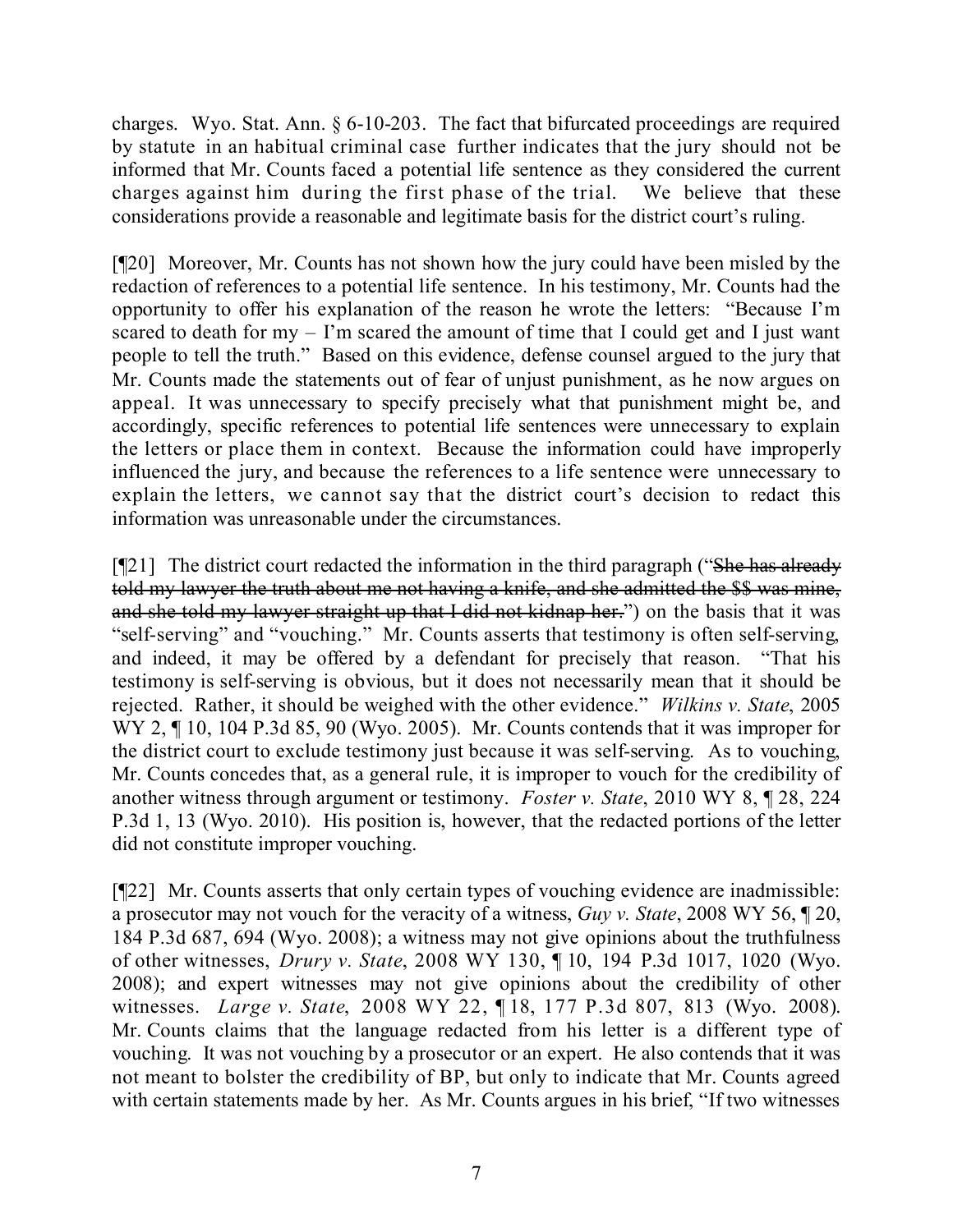charges. Wyo. Stat. Ann. § 6-10-203. The fact that bifurcated proceedings are required by statute in an habitual criminal case further indicates that the jury should not be informed that Mr. Counts faced a potential life sentence as they considered the current charges against him during the first phase of the trial. We believe that these considerations provide a reasonable and legitimate basis for the district court's ruling.

[¶20] Moreover, Mr. Counts has not shown how the jury could have been misled by the redaction of references to a potential life sentence. In his testimony, Mr. Counts had the opportunity to offer his explanation of the reason he wrote the letters: "Because I'm scared to death for my – I'm scared the amount of time that I could get and I just want people to tell the truth." Based on this evidence, defense counsel argued to the jury that Mr. Counts made the statements out of fear of unjust punishment, as he now argues on appeal. It was unnecessary to specify precisely what that punishment might be, and accordingly, specific references to potential life sentences were unnecessary to explain the letters or place them in context. Because the information could have improperly influenced the jury, and because the references to a life sentence were unnecessary to explain the letters, we cannot say that the district court's decision to redact this information was unreasonable under the circumstances.

[¶21] The district court redacted the information in the third paragraph ("~~She has already told my lawyer the truth about me not having a knife, and she admitted the $$ was mine, and she told my lawyer straight up that I did not kidnap her.~~") on the basis that it was "self-serving" and "vouching." Mr. Counts asserts that testimony is often self-serving, and indeed, it may be offered by a defendant for precisely that reason. "That his testimony is self-serving is obvious, but it does not necessarily mean that it should be rejected. Rather, it should be weighed with the other evidence." *Wilkins v. State*, 2005 WY 2, ¶ 10, 104 P.3d 85, 90 (Wyo. 2005). Mr. Counts contends that it was improper for the district court to exclude testimony just because it was self-serving. As to vouching, Mr. Counts concedes that, as a general rule, it is improper to vouch for the credibility of another witness through argument or testimony. *Foster v. State*, 2010 WY 8, ¶ 28, 224 P.3d 1, 13 (Wyo. 2010). His position is, however, that the redacted portions of the letter did not constitute improper vouching.

[¶22] Mr. Counts asserts that only certain types of vouching evidence are inadmissible: a prosecutor may not vouch for the veracity of a witness, *Guy v. State*, 2008 WY 56, ¶ 20, 184 P.3d 687, 694 (Wyo. 2008); a witness may not give opinions about the truthfulness of other witnesses, *Drury v. State*, 2008 WY 130, ¶ 10, 194 P.3d 1017, 1020 (Wyo. 2008); and expert witnesses may not give opinions about the credibility of other witnesses. *Large v. State*, 2008 WY 22, ¶ 18, 177 P.3d 807, 813 (Wyo. 2008). Mr. Counts claims that the language redacted from his letter is a different type of vouching. It was not vouching by a prosecutor or an expert. He also contends that it was not meant to bolster the credibility of BP, but only to indicate that Mr. Counts agreed with certain statements made by her. As Mr. Counts argues in his brief, "If two witnesses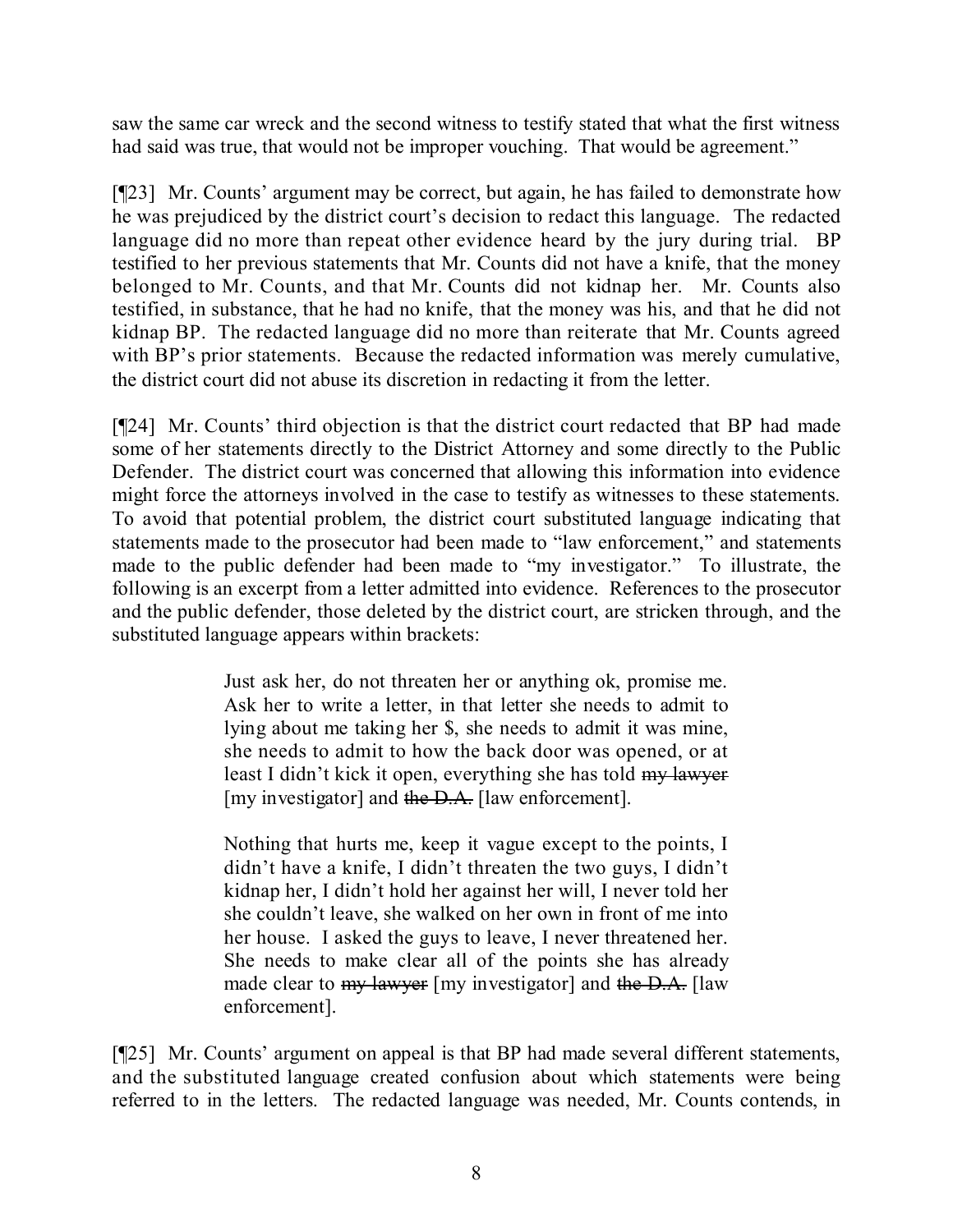saw the same car wreck and the second witness to testify stated that what the first witness had said was true, that would not be improper vouching. That would be agreement."

[¶23] Mr. Counts' argument may be correct, but again, he has failed to demonstrate how he was prejudiced by the district court's decision to redact this language. The redacted language did no more than repeat other evidence heard by the jury during trial. BP testified to her previous statements that Mr. Counts did not have a knife, that the money belonged to Mr. Counts, and that Mr. Counts did not kidnap her. Mr. Counts also testified, in substance, that he had no knife, that the money was his, and that he did not kidnap BP. The redacted language did no more than reiterate that Mr. Counts agreed with BP's prior statements. Because the redacted information was merely cumulative, the district court did not abuse its discretion in redacting it from the letter.

[¶24] Mr. Counts' third objection is that the district court redacted that BP had made some of her statements directly to the District Attorney and some directly to the Public Defender. The district court was concerned that allowing this information into evidence might force the attorneys involved in the case to testify as witnesses to these statements. To avoid that potential problem, the district court substituted language indicating that statements made to the prosecutor had been made to "law enforcement," and statements made to the public defender had been made to "my investigator." To illustrate, the following is an excerpt from a letter admitted into evidence. References to the prosecutor and the public defender, those deleted by the district court, are stricken through, and the substituted language appears within brackets:

> Just ask her, do not threaten her or anything ok, promise me. Ask her to write a letter, in that letter she needs to admit to lying about me taking her $, she needs to admit it was mine, she needs to admit to how the back door was opened, or at least I didn't kick it open, everything she has told ~~my lawyer~~ [my investigator] and ~~the D.A.~~ [law enforcement].
>
> Nothing that hurts me, keep it vague except to the points, I didn't have a knife, I didn't threaten the two guys, I didn't kidnap her, I didn't hold her against her will, I never told her she couldn't leave, she walked on her own in front of me into her house. I asked the guys to leave, I never threatened her. She needs to make clear all of the points she has already made clear to ~~my lawyer~~ [my investigator] and ~~the D.A.~~ [law enforcement].

[¶25] Mr. Counts' argument on appeal is that BP had made several different statements, and the substituted language created confusion about which statements were being referred to in the letters. The redacted language was needed, Mr. Counts contends, in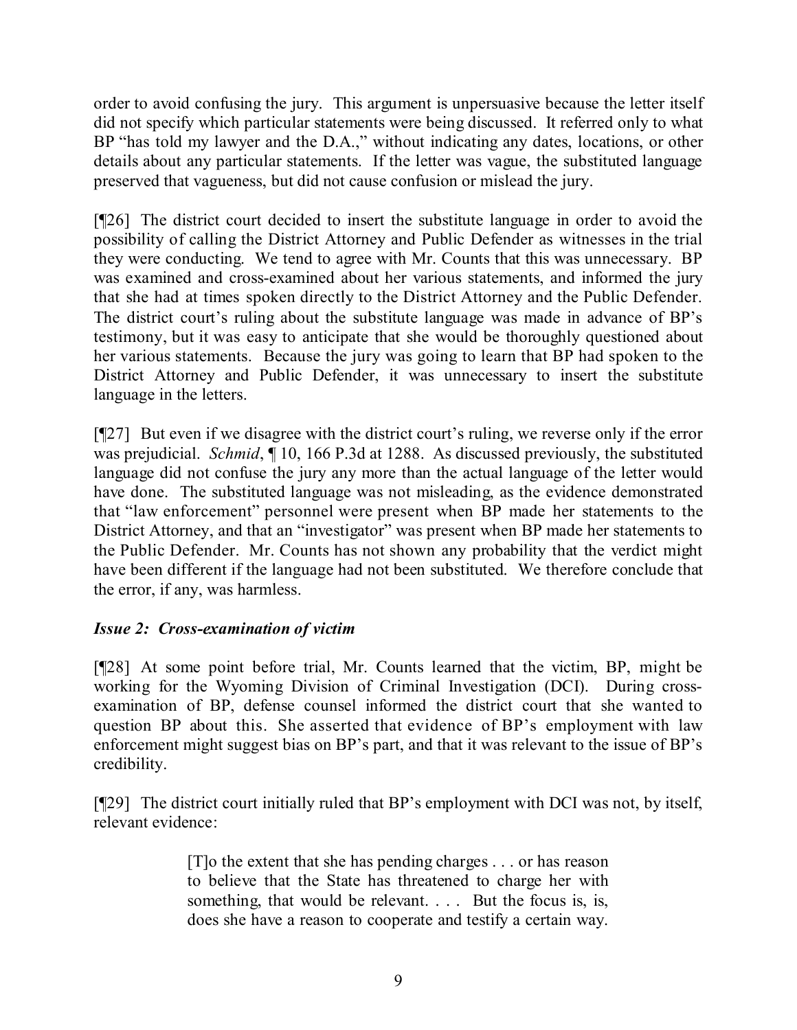order to avoid confusing the jury. This argument is unpersuasive because the letter itself did not specify which particular statements were being discussed. It referred only to what BP "has told my lawyer and the D.A.," without indicating any dates, locations, or other details about any particular statements. If the letter was vague, the substituted language preserved that vagueness, but did not cause confusion or mislead the jury.

[¶26] The district court decided to insert the substitute language in order to avoid the possibility of calling the District Attorney and Public Defender as witnesses in the trial they were conducting. We tend to agree with Mr. Counts that this was unnecessary. BP was examined and cross-examined about her various statements, and informed the jury that she had at times spoken directly to the District Attorney and the Public Defender. The district court's ruling about the substitute language was made in advance of BP's testimony, but it was easy to anticipate that she would be thoroughly questioned about her various statements. Because the jury was going to learn that BP had spoken to the District Attorney and Public Defender, it was unnecessary to insert the substitute language in the letters.

[¶27] But even if we disagree with the district court's ruling, we reverse only if the error was prejudicial. *Schmid*, ¶ 10, 166 P.3d at 1288. As discussed previously, the substituted language did not confuse the jury any more than the actual language of the letter would have done. The substituted language was not misleading, as the evidence demonstrated that "law enforcement" personnel were present when BP made her statements to the District Attorney, and that an "investigator" was present when BP made her statements to the Public Defender. Mr. Counts has not shown any probability that the verdict might have been different if the language had not been substituted. We therefore conclude that the error, if any, was harmless.

### *Issue 2: Cross-examination of victim*

[¶28] At some point before trial, Mr. Counts learned that the victim, BP, might be working for the Wyoming Division of Criminal Investigation (DCI). During cross-examination of BP, defense counsel informed the district court that she wanted to question BP about this. She asserted that evidence of BP's employment with law enforcement might suggest bias on BP's part, and that it was relevant to the issue of BP's credibility.

[¶29] The district court initially ruled that BP's employment with DCI was not, by itself, relevant evidence:

> [T]o the extent that she has pending charges . . . or has reason to believe that the State has threatened to charge her with something, that would be relevant. . . . But the focus is, is, does she have a reason to cooperate and testify a certain way.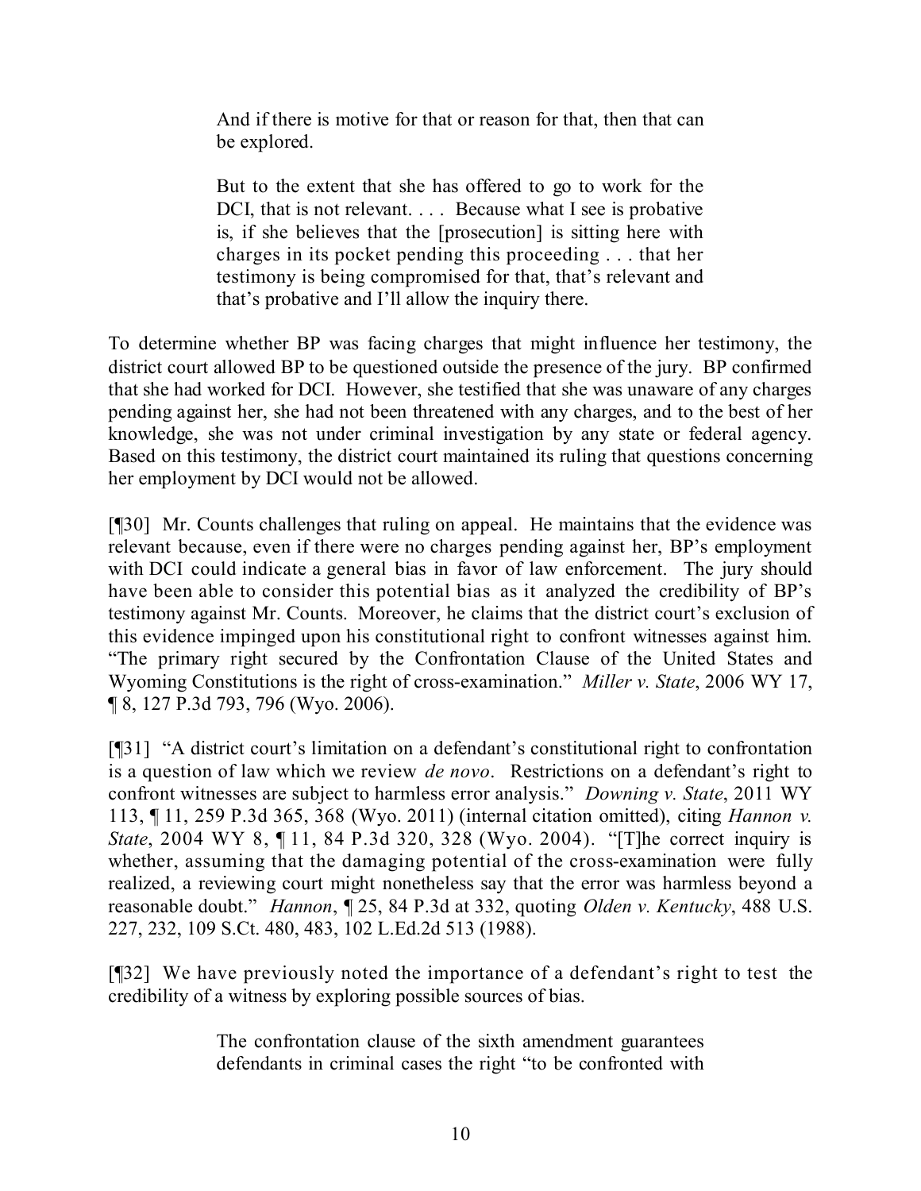> And if there is motive for that or reason for that, then that can be explored.
>
> But to the extent that she has offered to go to work for the DCI, that is not relevant. . . . Because what I see is probative is, if she believes that the [prosecution] is sitting here with charges in its pocket pending this proceeding . . . that her testimony is being compromised for that, that's relevant and that's probative and I'll allow the inquiry there.

To determine whether BP was facing charges that might influence her testimony, the district court allowed BP to be questioned outside the presence of the jury. BP confirmed that she had worked for DCI. However, she testified that she was unaware of any charges pending against her, she had not been threatened with any charges, and to the best of her knowledge, she was not under criminal investigation by any state or federal agency. Based on this testimony, the district court maintained its ruling that questions concerning her employment by DCI would not be allowed.

[¶30] Mr. Counts challenges that ruling on appeal. He maintains that the evidence was relevant because, even if there were no charges pending against her, BP's employment with DCI could indicate a general bias in favor of law enforcement. The jury should have been able to consider this potential bias as it analyzed the credibility of BP's testimony against Mr. Counts. Moreover, he claims that the district court's exclusion of this evidence impinged upon his constitutional right to confront witnesses against him. "The primary right secured by the Confrontation Clause of the United States and Wyoming Constitutions is the right of cross-examination." *Miller v. State*, 2006 WY 17, ¶ 8, 127 P.3d 793, 796 (Wyo. 2006).

[¶31] "A district court's limitation on a defendant's constitutional right to confrontation is a question of law which we review *de novo*. Restrictions on a defendant's right to confront witnesses are subject to harmless error analysis." *Downing v. State*, 2011 WY 113, ¶ 11, 259 P.3d 365, 368 (Wyo. 2011) (internal citation omitted), citing *Hannon v. State*, 2004 WY 8, ¶ 11, 84 P.3d 320, 328 (Wyo. 2004). "[T]he correct inquiry is whether, assuming that the damaging potential of the cross-examination were fully realized, a reviewing court might nonetheless say that the error was harmless beyond a reasonable doubt." *Hannon*, ¶ 25, 84 P.3d at 332, quoting *Olden v. Kentucky*, 488 U.S. 227, 232, 109 S.Ct. 480, 483, 102 L.Ed.2d 513 (1988).

[¶32] We have previously noted the importance of a defendant's right to test the credibility of a witness by exploring possible sources of bias.

> The confrontation clause of the sixth amendment guarantees defendants in criminal cases the right "to be confronted with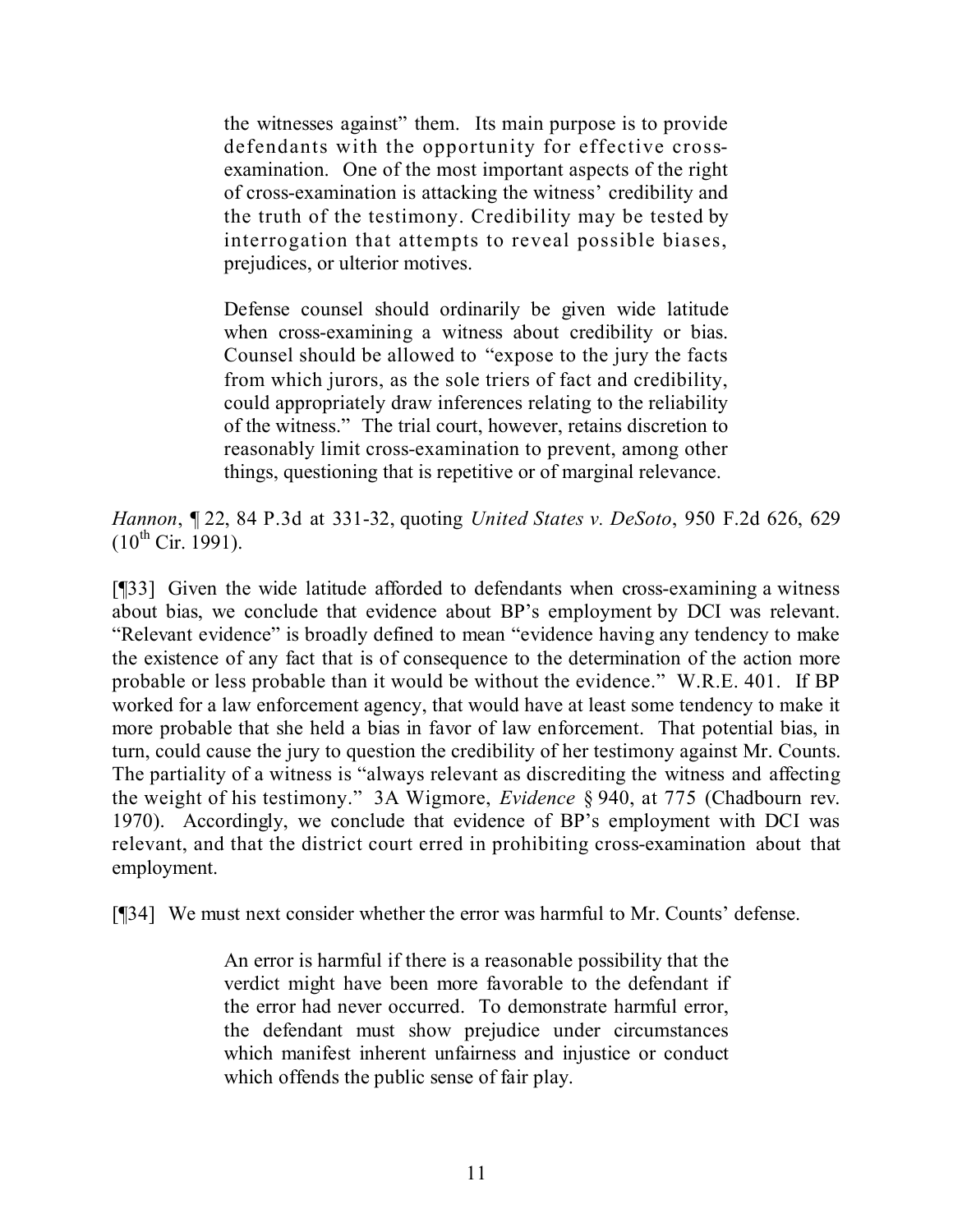> the witnesses against" them. Its main purpose is to provide defendants with the opportunity for effective cross-examination. One of the most important aspects of the right of cross-examination is attacking the witness' credibility and the truth of the testimony. Credibility may be tested by interrogation that attempts to reveal possible biases, prejudices, or ulterior motives.
>
> Defense counsel should ordinarily be given wide latitude when cross-examining a witness about credibility or bias. Counsel should be allowed to "expose to the jury the facts from which jurors, as the sole triers of fact and credibility, could appropriately draw inferences relating to the reliability of the witness." The trial court, however, retains discretion to reasonably limit cross-examination to prevent, among other things, questioning that is repetitive or of marginal relevance.

*Hannon*, ¶ 22, 84 P.3d at 331-32, quoting *United States v. DeSoto*, 950 F.2d 626, 629 (10th Cir. 1991).

[¶33] Given the wide latitude afforded to defendants when cross-examining a witness about bias, we conclude that evidence about BP's employment by DCI was relevant. "Relevant evidence" is broadly defined to mean "evidence having any tendency to make the existence of any fact that is of consequence to the determination of the action more probable or less probable than it would be without the evidence." W.R.E. 401. If BP worked for a law enforcement agency, that would have at least some tendency to make it more probable that she held a bias in favor of law enforcement. That potential bias, in turn, could cause the jury to question the credibility of her testimony against Mr. Counts. The partiality of a witness is "always relevant as discrediting the witness and affecting the weight of his testimony." 3A Wigmore, *Evidence* § 940, at 775 (Chadbourn rev. 1970). Accordingly, we conclude that evidence of BP's employment with DCI was relevant, and that the district court erred in prohibiting cross-examination about that employment.

[¶34] We must next consider whether the error was harmful to Mr. Counts' defense.

> An error is harmful if there is a reasonable possibility that the verdict might have been more favorable to the defendant if the error had never occurred. To demonstrate harmful error, the defendant must show prejudice under circumstances which manifest inherent unfairness and injustice or conduct which offends the public sense of fair play.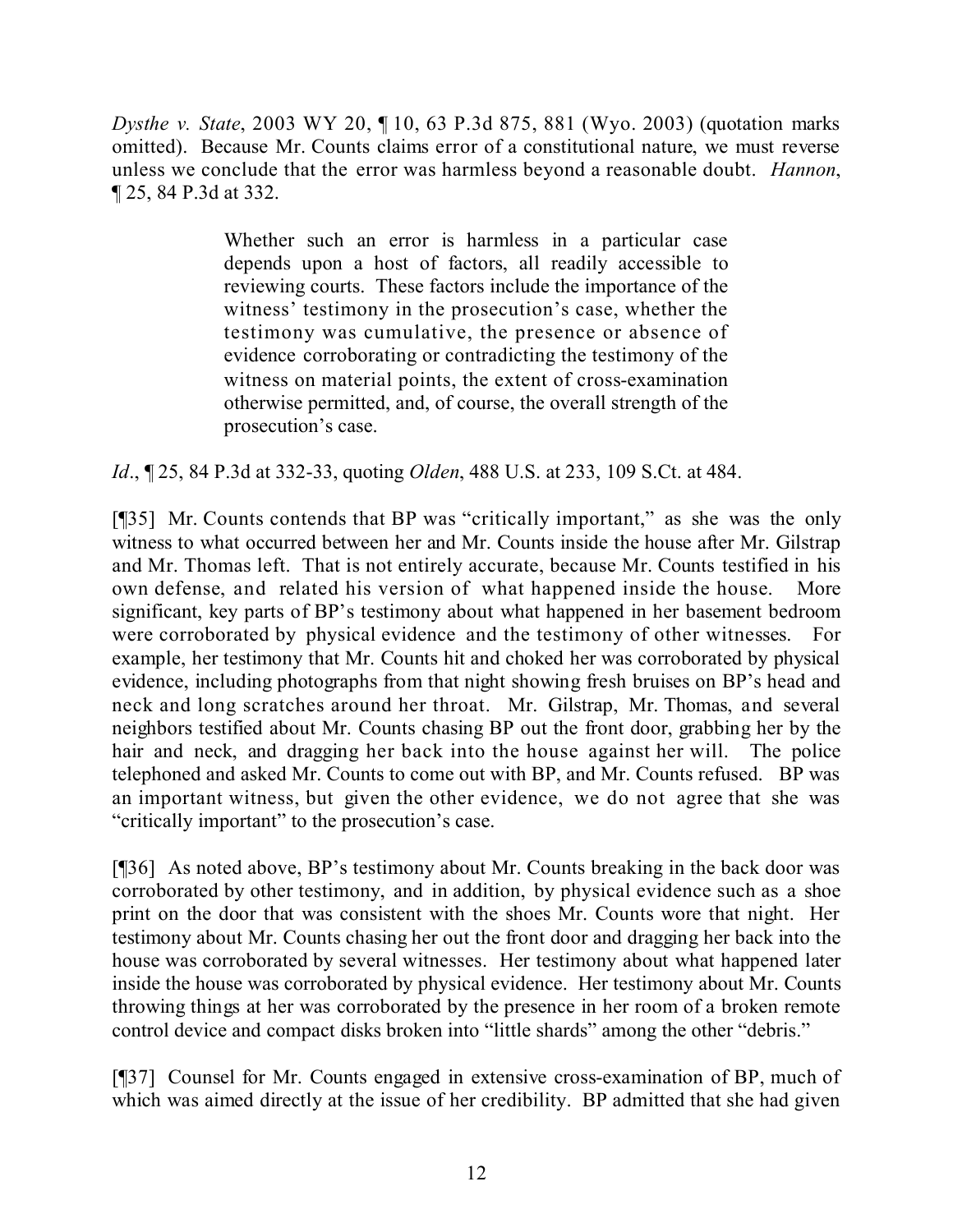*Dysthe v. State*, 2003 WY 20, ¶ 10, 63 P.3d 875, 881 (Wyo. 2003) (quotation marks omitted). Because Mr. Counts claims error of a constitutional nature, we must reverse unless we conclude that the error was harmless beyond a reasonable doubt. *Hannon*, ¶ 25, 84 P.3d at 332.

> Whether such an error is harmless in a particular case depends upon a host of factors, all readily accessible to reviewing courts. These factors include the importance of the witness' testimony in the prosecution's case, whether the testimony was cumulative, the presence or absence of evidence corroborating or contradicting the testimony of the witness on material points, the extent of cross-examination otherwise permitted, and, of course, the overall strength of the prosecution's case.

*Id*., ¶ 25, 84 P.3d at 332-33, quoting *Olden*, 488 U.S. at 233, 109 S.Ct. at 484.

[¶35] Mr. Counts contends that BP was "critically important," as she was the only witness to what occurred between her and Mr. Counts inside the house after Mr. Gilstrap and Mr. Thomas left. That is not entirely accurate, because Mr. Counts testified in his own defense, and related his version of what happened inside the house. More significant, key parts of BP's testimony about what happened in her basement bedroom were corroborated by physical evidence and the testimony of other witnesses. For example, her testimony that Mr. Counts hit and choked her was corroborated by physical evidence, including photographs from that night showing fresh bruises on BP's head and neck and long scratches around her throat. Mr. Gilstrap, Mr. Thomas, and several neighbors testified about Mr. Counts chasing BP out the front door, grabbing her by the hair and neck, and dragging her back into the house against her will. The police telephoned and asked Mr. Counts to come out with BP, and Mr. Counts refused. BP was an important witness, but given the other evidence, we do not agree that she was "critically important" to the prosecution's case.

[¶36] As noted above, BP's testimony about Mr. Counts breaking in the back door was corroborated by other testimony, and in addition, by physical evidence such as a shoe print on the door that was consistent with the shoes Mr. Counts wore that night. Her testimony about Mr. Counts chasing her out the front door and dragging her back into the house was corroborated by several witnesses. Her testimony about what happened later inside the house was corroborated by physical evidence. Her testimony about Mr. Counts throwing things at her was corroborated by the presence in her room of a broken remote control device and compact disks broken into "little shards" among the other "debris."

[¶37] Counsel for Mr. Counts engaged in extensive cross-examination of BP, much of which was aimed directly at the issue of her credibility. BP admitted that she had given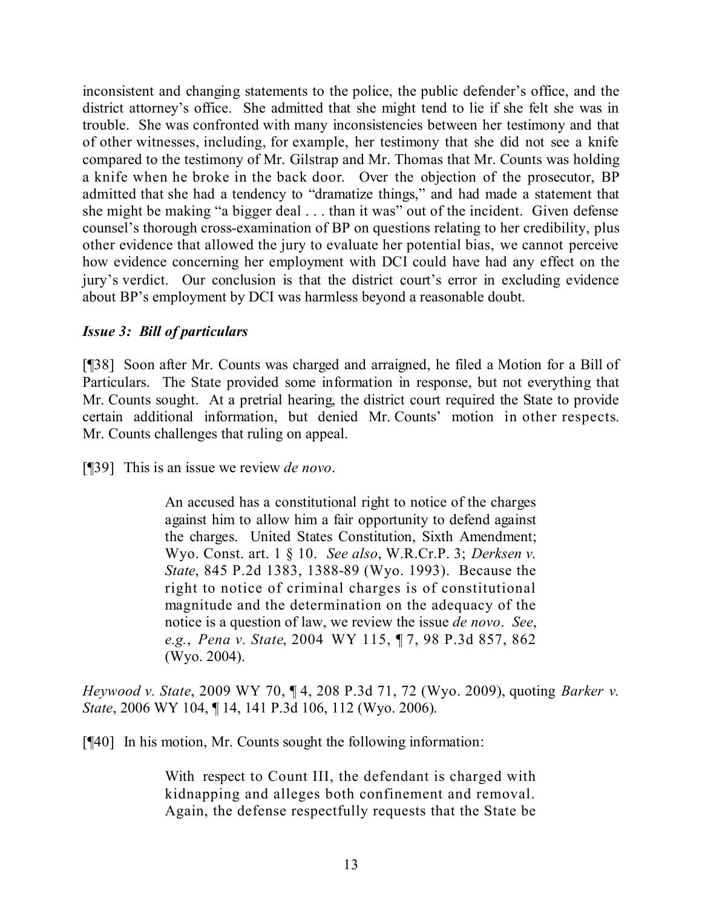inconsistent and changing statements to the police, the public defender's office, and the district attorney's office. She admitted that she might tend to lie if she felt she was in trouble. She was confronted with many inconsistencies between her testimony and that of other witnesses, including, for example, her testimony that she did not see a knife compared to the testimony of Mr. Gilstrap and Mr. Thomas that Mr. Counts was holding a knife when he broke in the back door. Over the objection of the prosecutor, BP admitted that she had a tendency to "dramatize things," and had made a statement that she might be making "a bigger deal . . . than it was" out of the incident. Given defense counsel's thorough cross-examination of BP on questions relating to her credibility, plus other evidence that allowed the jury to evaluate her potential bias, we cannot perceive how evidence concerning her employment with DCI could have had any effect on the jury's verdict. Our conclusion is that the district court's error in excluding evidence about BP's employment by DCI was harmless beyond a reasonable doubt.

### *Issue 3: Bill of particulars*

[¶38] Soon after Mr. Counts was charged and arraigned, he filed a Motion for a Bill of Particulars. The State provided some information in response, but not everything that Mr. Counts sought. At a pretrial hearing, the district court required the State to provide certain additional information, but denied Mr. Counts' motion in other respects. Mr. Counts challenges that ruling on appeal.

[¶39] This is an issue we review *de novo*.

> An accused has a constitutional right to notice of the charges against him to allow him a fair opportunity to defend against the charges. United States Constitution, Sixth Amendment; Wyo. Const. art. 1 § 10. *See also*, W.R.Cr.P. 3; *Derksen v. State*, 845 P.2d 1383, 1388-89 (Wyo. 1993). Because the right to notice of criminal charges is of constitutional magnitude and the determination on the adequacy of the notice is a question of law, we review the issue *de novo*. *See*, *e.g.*, *Pena v. State*, 2004 WY 115, ¶ 7, 98 P.3d 857, 862 (Wyo. 2004).

*Heywood v. State*, 2009 WY 70, ¶ 4, 208 P.3d 71, 72 (Wyo. 2009), quoting *Barker v. State*, 2006 WY 104, ¶ 14, 141 P.3d 106, 112 (Wyo. 2006).

[¶40] In his motion, Mr. Counts sought the following information:

> With respect to Count III, the defendant is charged with kidnapping and alleges both confinement and removal. Again, the defense respectfully requests that the State be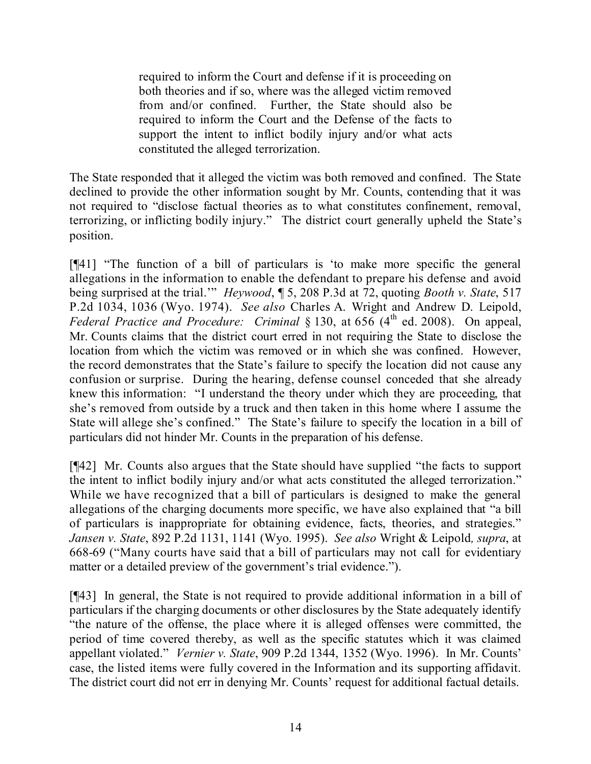> required to inform the Court and defense if it is proceeding on both theories and if so, where was the alleged victim removed from and/or confined. Further, the State should also be required to inform the Court and the Defense of the facts to support the intent to inflict bodily injury and/or what acts constituted the alleged terrorization.

The State responded that it alleged the victim was both removed and confined. The State declined to provide the other information sought by Mr. Counts, contending that it was not required to "disclose factual theories as to what constitutes confinement, removal, terrorizing, or inflicting bodily injury." The district court generally upheld the State's position.

[¶41] "The function of a bill of particulars is 'to make more specific the general allegations in the information to enable the defendant to prepare his defense and avoid being surprised at the trial.'" *Heywood*, ¶ 5, 208 P.3d at 72, quoting *Booth v. State*, 517 P.2d 1034, 1036 (Wyo. 1974). *See also* Charles A. Wright and Andrew D. Leipold, *Federal Practice and Procedure: Criminal* § 130, at 656 (4th ed. 2008). On appeal, Mr. Counts claims that the district court erred in not requiring the State to disclose the location from which the victim was removed or in which she was confined. However, the record demonstrates that the State's failure to specify the location did not cause any confusion or surprise. During the hearing, defense counsel conceded that she already knew this information: "I understand the theory under which they are proceeding, that she's removed from outside by a truck and then taken in this home where I assume the State will allege she's confined." The State's failure to specify the location in a bill of particulars did not hinder Mr. Counts in the preparation of his defense.

[¶42] Mr. Counts also argues that the State should have supplied "the facts to support the intent to inflict bodily injury and/or what acts constituted the alleged terrorization." While we have recognized that a bill of particulars is designed to make the general allegations of the charging documents more specific, we have also explained that "a bill of particulars is inappropriate for obtaining evidence, facts, theories, and strategies." *Jansen v. State*, 892 P.2d 1131, 1141 (Wyo. 1995). *See also* Wright & Leipold, *supra*, at 668-69 ("Many courts have said that a bill of particulars may not call for evidentiary matter or a detailed preview of the government's trial evidence.").

[¶43] In general, the State is not required to provide additional information in a bill of particulars if the charging documents or other disclosures by the State adequately identify "the nature of the offense, the place where it is alleged offenses were committed, the period of time covered thereby, as well as the specific statutes which it was claimed appellant violated." *Vernier v. State*, 909 P.2d 1344, 1352 (Wyo. 1996). In Mr. Counts' case, the listed items were fully covered in the Information and its supporting affidavit. The district court did not err in denying Mr. Counts' request for additional factual details.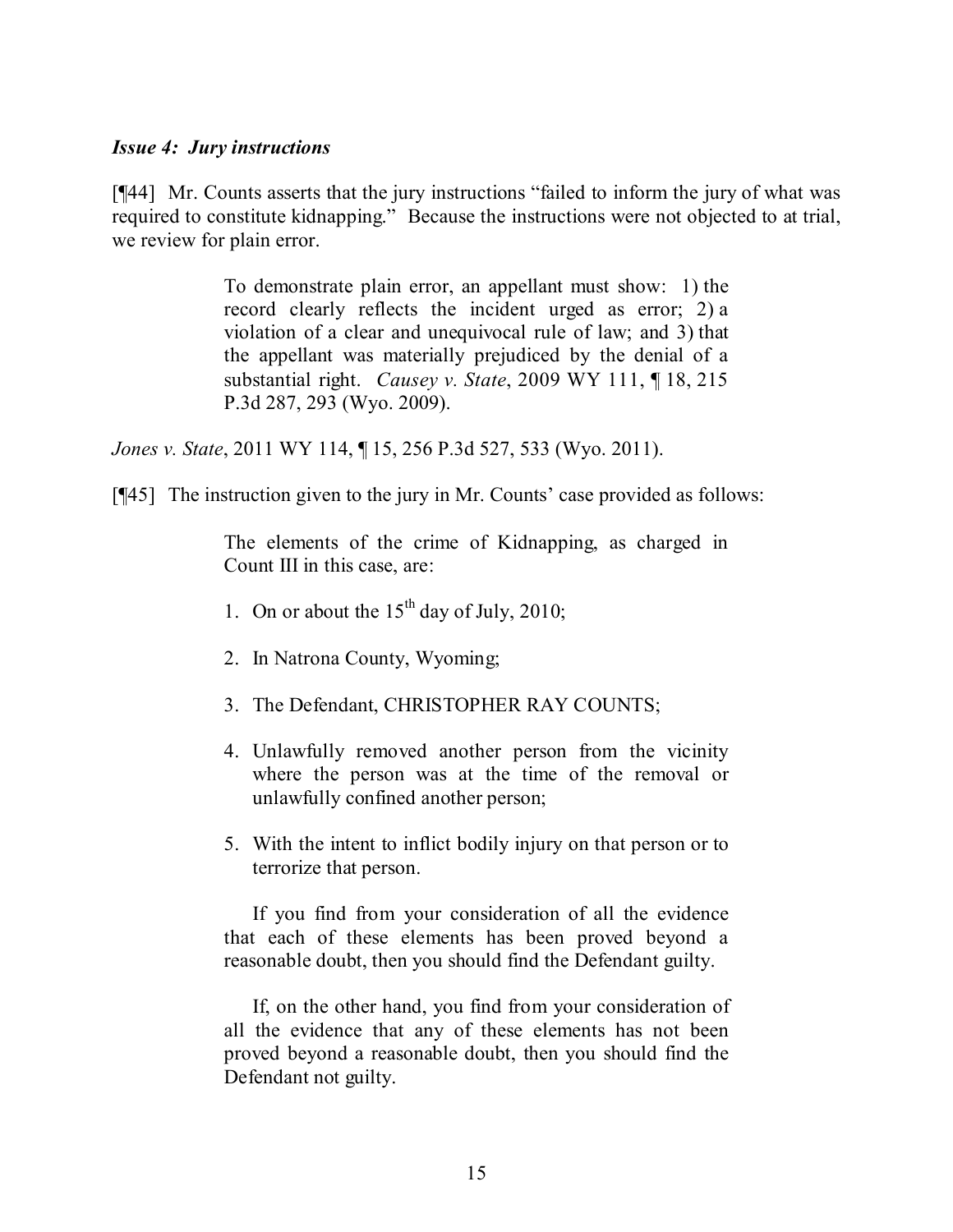***Issue 4: Jury instructions***

[¶44] Mr. Counts asserts that the jury instructions "failed to inform the jury of what was required to constitute kidnapping." Because the instructions were not objected to at trial, we review for plain error.

> To demonstrate plain error, an appellant must show: 1) the record clearly reflects the incident urged as error; 2) a violation of a clear and unequivocal rule of law; and 3) that the appellant was materially prejudiced by the denial of a substantial right. *Causey v. State*, 2009 WY 111, ¶ 18, 215 P.3d 287, 293 (Wyo. 2009).

*Jones v. State*, 2011 WY 114, ¶ 15, 256 P.3d 527, 533 (Wyo. 2011).

[¶45] The instruction given to the jury in Mr. Counts' case provided as follows:

> The elements of the crime of Kidnapping, as charged in Count III in this case, are:
>
> 1. On or about the 15th day of July, 2010;
> 2. In Natrona County, Wyoming;
> 3. The Defendant, CHRISTOPHER RAY COUNTS;
> 4. Unlawfully removed another person from the vicinity where the person was at the time of the removal or unlawfully confined another person;
> 5. With the intent to inflict bodily injury on that person or to terrorize that person.
>
> If you find from your consideration of all the evidence that each of these elements has been proved beyond a reasonable doubt, then you should find the Defendant guilty.
>
> If, on the other hand, you find from your consideration of all the evidence that any of these elements has not been proved beyond a reasonable doubt, then you should find the Defendant not guilty.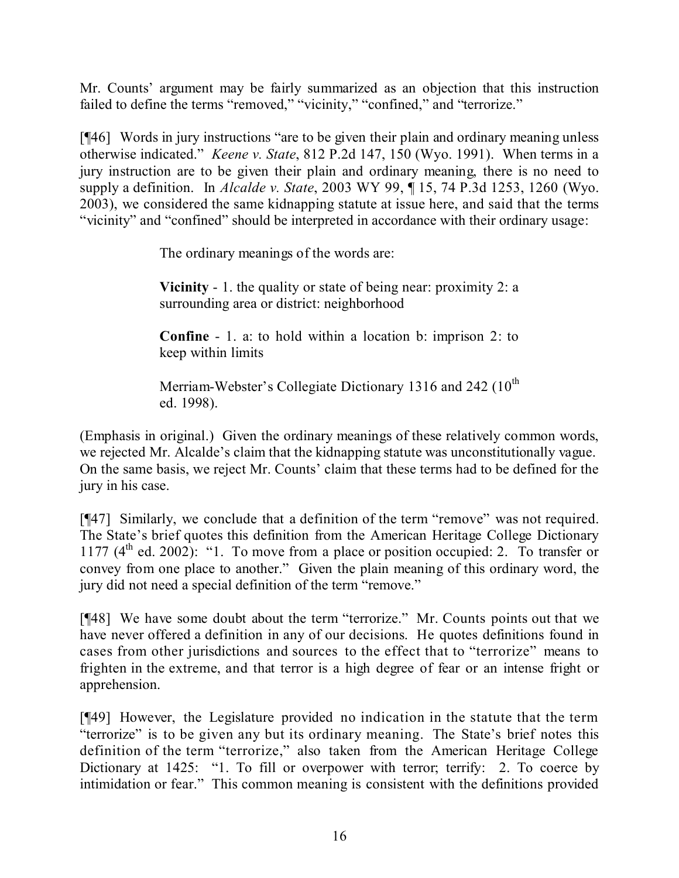Mr. Counts' argument may be fairly summarized as an objection that this instruction failed to define the terms "removed," "vicinity," "confined," and "terrorize."

[¶46] Words in jury instructions "are to be given their plain and ordinary meaning unless otherwise indicated." *Keene v. State*, 812 P.2d 147, 150 (Wyo. 1991). When terms in a jury instruction are to be given their plain and ordinary meaning, there is no need to supply a definition. In *Alcalde v. State*, 2003 WY 99, ¶ 15, 74 P.3d 1253, 1260 (Wyo. 2003), we considered the same kidnapping statute at issue here, and said that the terms "vicinity" and "confined" should be interpreted in accordance with their ordinary usage:

> The ordinary meanings of the words are:
>
> **Vicinity** - 1. the quality or state of being near: proximity 2: a surrounding area or district: neighborhood
>
> **Confine** - 1. a: to hold within a location b: imprison 2: to keep within limits
>
> Merriam-Webster's Collegiate Dictionary 1316 and 242 (10th ed. 1998).

(Emphasis in original.) Given the ordinary meanings of these relatively common words, we rejected Mr. Alcalde's claim that the kidnapping statute was unconstitutionally vague. On the same basis, we reject Mr. Counts' claim that these terms had to be defined for the jury in his case.

[¶47] Similarly, we conclude that a definition of the term "remove" was not required. The State's brief quotes this definition from the American Heritage College Dictionary 1177 (4th ed. 2002): "1. To move from a place or position occupied: 2. To transfer or convey from one place to another." Given the plain meaning of this ordinary word, the jury did not need a special definition of the term "remove."

[¶48] We have some doubt about the term "terrorize." Mr. Counts points out that we have never offered a definition in any of our decisions. He quotes definitions found in cases from other jurisdictions and sources to the effect that to "terrorize" means to frighten in the extreme, and that terror is a high degree of fear or an intense fright or apprehension.

[¶49] However, the Legislature provided no indication in the statute that the term "terrorize" is to be given any but its ordinary meaning. The State's brief notes this definition of the term "terrorize," also taken from the American Heritage College Dictionary at 1425: "1. To fill or overpower with terror; terrify: 2. To coerce by intimidation or fear." This common meaning is consistent with the definitions provided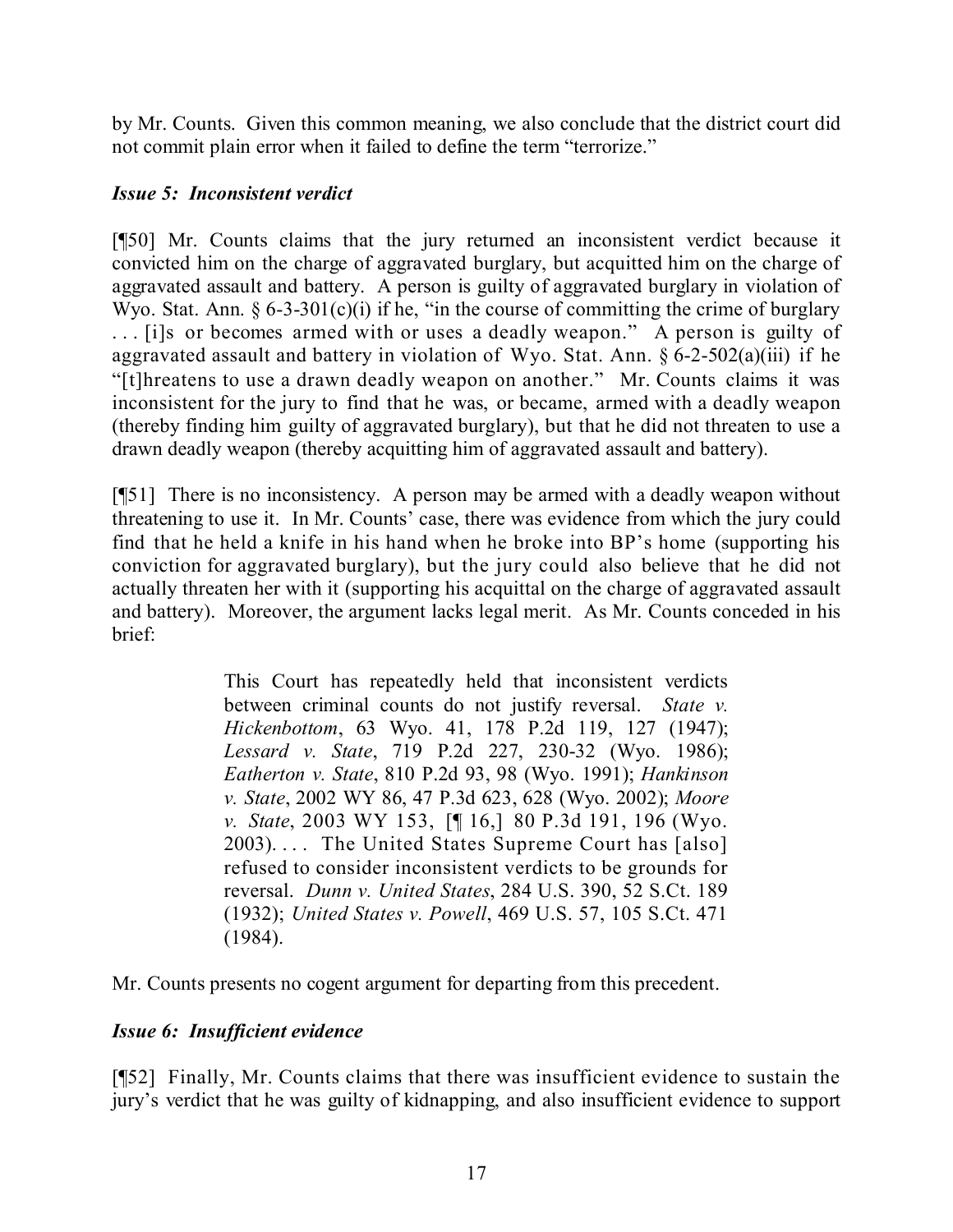by Mr. Counts. Given this common meaning, we also conclude that the district court did not commit plain error when it failed to define the term "terrorize."

### *Issue 5: Inconsistent verdict*

[¶50] Mr. Counts claims that the jury returned an inconsistent verdict because it convicted him on the charge of aggravated burglary, but acquitted him on the charge of aggravated assault and battery. A person is guilty of aggravated burglary in violation of Wyo. Stat. Ann. § 6-3-301(c)(i) if he, "in the course of committing the crime of burglary . . . [i]s or becomes armed with or uses a deadly weapon." A person is guilty of aggravated assault and battery in violation of Wyo. Stat. Ann. § 6-2-502(a)(iii) if he "[t]hreatens to use a drawn deadly weapon on another." Mr. Counts claims it was inconsistent for the jury to find that he was, or became, armed with a deadly weapon (thereby finding him guilty of aggravated burglary), but that he did not threaten to use a drawn deadly weapon (thereby acquitting him of aggravated assault and battery).

[¶51] There is no inconsistency. A person may be armed with a deadly weapon without threatening to use it. In Mr. Counts' case, there was evidence from which the jury could find that he held a knife in his hand when he broke into BP's home (supporting his conviction for aggravated burglary), but the jury could also believe that he did not actually threaten her with it (supporting his acquittal on the charge of aggravated assault and battery). Moreover, the argument lacks legal merit. As Mr. Counts conceded in his brief:

> This Court has repeatedly held that inconsistent verdicts between criminal counts do not justify reversal. *State v. Hickenbottom*, 63 Wyo. 41, 178 P.2d 119, 127 (1947); *Lessard v. State*, 719 P.2d 227, 230-32 (Wyo. 1986); *Eatherton v. State*, 810 P.2d 93, 98 (Wyo. 1991); *Hankinson v. State*, 2002 WY 86, 47 P.3d 623, 628 (Wyo. 2002); *Moore v. State*, 2003 WY 153, [¶ 16,] 80 P.3d 191, 196 (Wyo. 2003). . . . The United States Supreme Court has [also] refused to consider inconsistent verdicts to be grounds for reversal. *Dunn v. United States*, 284 U.S. 390, 52 S.Ct. 189 (1932); *United States v. Powell*, 469 U.S. 57, 105 S.Ct. 471 (1984).

Mr. Counts presents no cogent argument for departing from this precedent.

### *Issue 6: Insufficient evidence*

[¶52] Finally, Mr. Counts claims that there was insufficient evidence to sustain the jury's verdict that he was guilty of kidnapping, and also insufficient evidence to support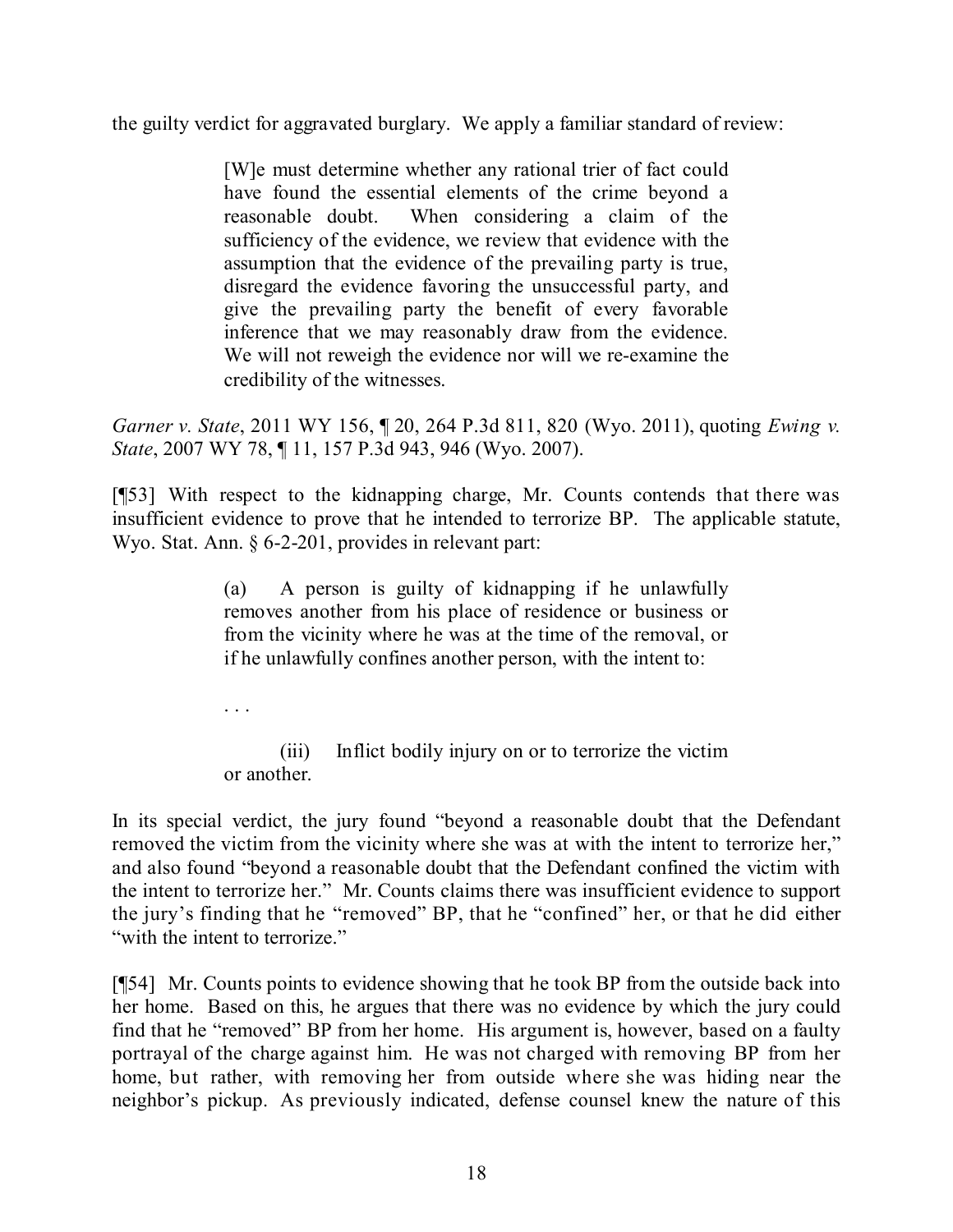the guilty verdict for aggravated burglary. We apply a familiar standard of review:

> [W]e must determine whether any rational trier of fact could have found the essential elements of the crime beyond a reasonable doubt. When considering a claim of the sufficiency of the evidence, we review that evidence with the assumption that the evidence of the prevailing party is true, disregard the evidence favoring the unsuccessful party, and give the prevailing party the benefit of every favorable inference that we may reasonably draw from the evidence. We will not reweigh the evidence nor will we re-examine the credibility of the witnesses.

*Garner v. State*, 2011 WY 156, ¶ 20, 264 P.3d 811, 820 (Wyo. 2011), quoting *Ewing v. State*, 2007 WY 78, ¶ 11, 157 P.3d 943, 946 (Wyo. 2007).

[¶53] With respect to the kidnapping charge, Mr. Counts contends that there was insufficient evidence to prove that he intended to terrorize BP. The applicable statute, Wyo. Stat. Ann. § 6-2-201, provides in relevant part:

> (a) A person is guilty of kidnapping if he unlawfully removes another from his place of residence or business or from the vicinity where he was at the time of the removal, or if he unlawfully confines another person, with the intent to:
>
> . . .
>
> (iii) Inflict bodily injury on or to terrorize the victim or another.

In its special verdict, the jury found "beyond a reasonable doubt that the Defendant removed the victim from the vicinity where she was at with the intent to terrorize her," and also found "beyond a reasonable doubt that the Defendant confined the victim with the intent to terrorize her." Mr. Counts claims there was insufficient evidence to support the jury's finding that he "removed" BP, that he "confined" her, or that he did either "with the intent to terrorize."

[¶54] Mr. Counts points to evidence showing that he took BP from the outside back into her home. Based on this, he argues that there was no evidence by which the jury could find that he "removed" BP from her home. His argument is, however, based on a faulty portrayal of the charge against him. He was not charged with removing BP from her home, but rather, with removing her from outside where she was hiding near the neighbor's pickup. As previously indicated, defense counsel knew the nature of this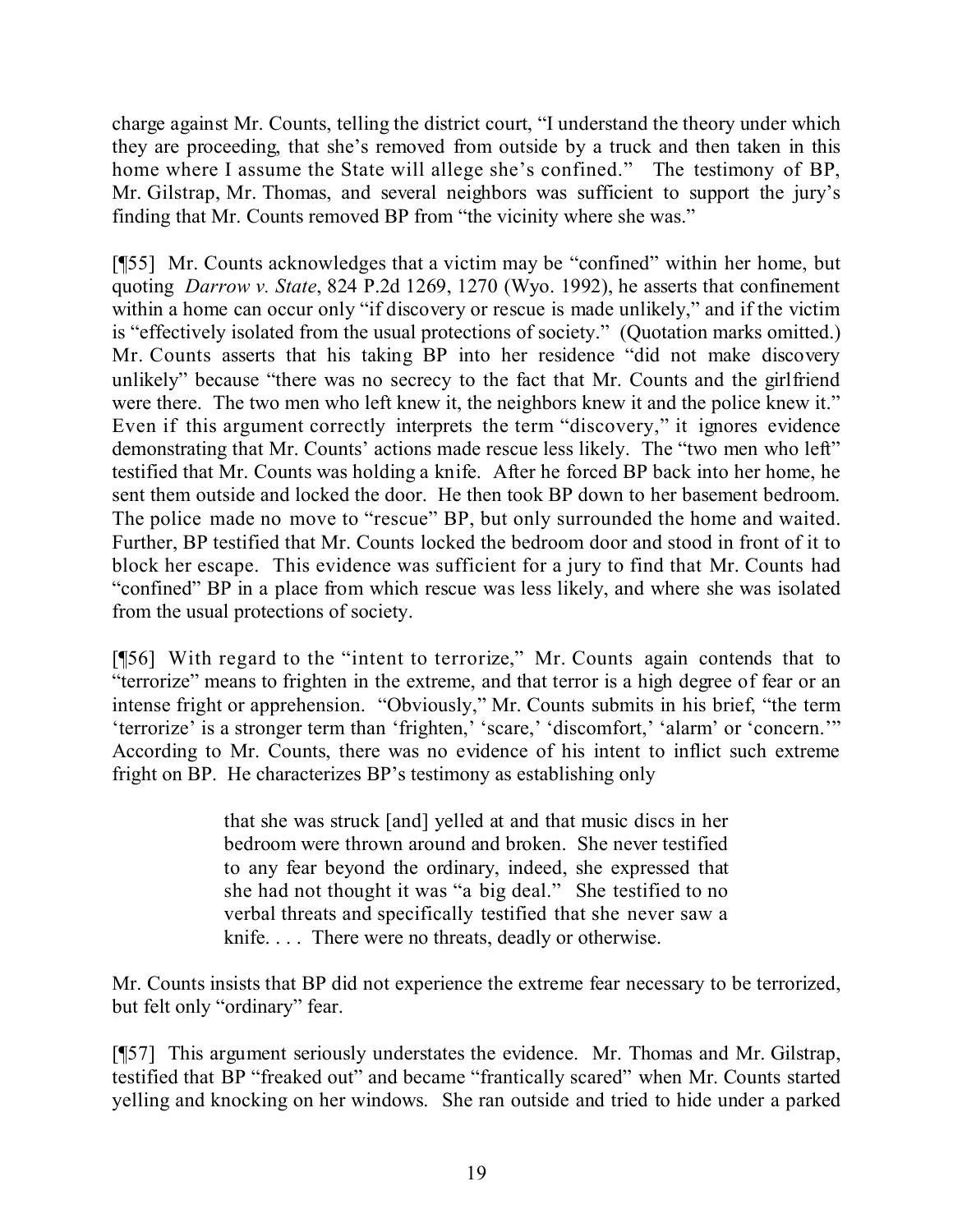charge against Mr. Counts, telling the district court, "I understand the theory under which they are proceeding, that she's removed from outside by a truck and then taken in this home where I assume the State will allege she's confined." The testimony of BP, Mr. Gilstrap, Mr. Thomas, and several neighbors was sufficient to support the jury's finding that Mr. Counts removed BP from "the vicinity where she was."

[¶55] Mr. Counts acknowledges that a victim may be "confined" within her home, but quoting *Darrow v. State*, 824 P.2d 1269, 1270 (Wyo. 1992), he asserts that confinement within a home can occur only "if discovery or rescue is made unlikely," and if the victim is "effectively isolated from the usual protections of society." (Quotation marks omitted.) Mr. Counts asserts that his taking BP into her residence "did not make discovery unlikely" because "there was no secrecy to the fact that Mr. Counts and the girlfriend were there. The two men who left knew it, the neighbors knew it and the police knew it." Even if this argument correctly interprets the term "discovery," it ignores evidence demonstrating that Mr. Counts' actions made rescue less likely. The "two men who left" testified that Mr. Counts was holding a knife. After he forced BP back into her home, he sent them outside and locked the door. He then took BP down to her basement bedroom. The police made no move to "rescue" BP, but only surrounded the home and waited. Further, BP testified that Mr. Counts locked the bedroom door and stood in front of it to block her escape. This evidence was sufficient for a jury to find that Mr. Counts had "confined" BP in a place from which rescue was less likely, and where she was isolated from the usual protections of society.

[¶56] With regard to the "intent to terrorize," Mr. Counts again contends that to "terrorize" means to frighten in the extreme, and that terror is a high degree of fear or an intense fright or apprehension. "Obviously," Mr. Counts submits in his brief, "the term 'terrorize' is a stronger term than 'frighten,' 'scare,' 'discomfort,' 'alarm' or 'concern.'" According to Mr. Counts, there was no evidence of his intent to inflict such extreme fright on BP. He characterizes BP's testimony as establishing only

> that she was struck [and] yelled at and that music discs in her bedroom were thrown around and broken. She never testified to any fear beyond the ordinary, indeed, she expressed that she had not thought it was "a big deal." She testified to no verbal threats and specifically testified that she never saw a knife. . . . There were no threats, deadly or otherwise.

Mr. Counts insists that BP did not experience the extreme fear necessary to be terrorized, but felt only "ordinary" fear.

[¶57] This argument seriously understates the evidence. Mr. Thomas and Mr. Gilstrap, testified that BP "freaked out" and became "frantically scared" when Mr. Counts started yelling and knocking on her windows. She ran outside and tried to hide under a parked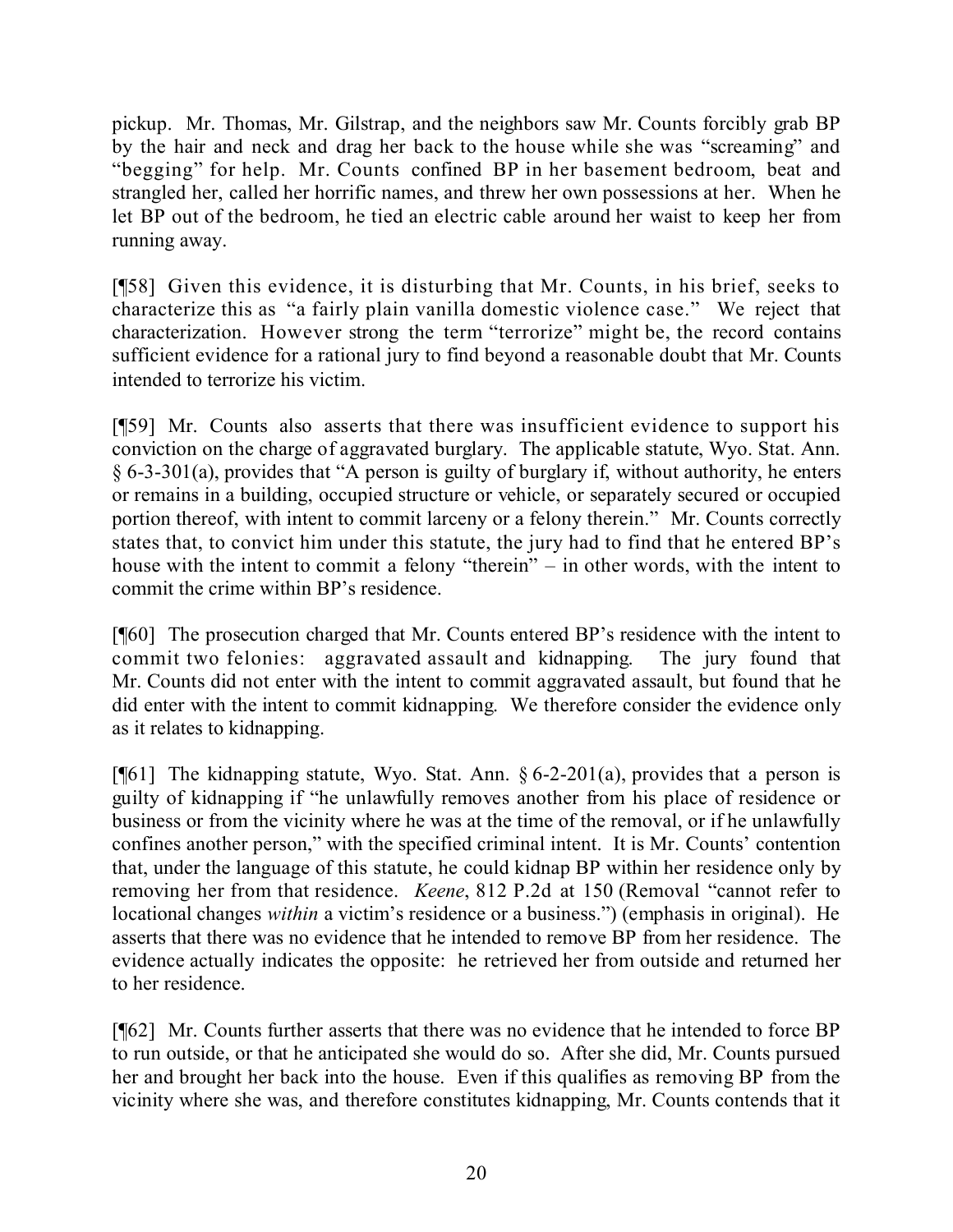pickup. Mr. Thomas, Mr. Gilstrap, and the neighbors saw Mr. Counts forcibly grab BP by the hair and neck and drag her back to the house while she was "screaming" and "begging" for help. Mr. Counts confined BP in her basement bedroom, beat and strangled her, called her horrific names, and threw her own possessions at her. When he let BP out of the bedroom, he tied an electric cable around her waist to keep her from running away.

[¶58] Given this evidence, it is disturbing that Mr. Counts, in his brief, seeks to characterize this as "a fairly plain vanilla domestic violence case." We reject that characterization. However strong the term "terrorize" might be, the record contains sufficient evidence for a rational jury to find beyond a reasonable doubt that Mr. Counts intended to terrorize his victim.

[¶59] Mr. Counts also asserts that there was insufficient evidence to support his conviction on the charge of aggravated burglary. The applicable statute, Wyo. Stat. Ann. § 6-3-301(a), provides that "A person is guilty of burglary if, without authority, he enters or remains in a building, occupied structure or vehicle, or separately secured or occupied portion thereof, with intent to commit larceny or a felony therein." Mr. Counts correctly states that, to convict him under this statute, the jury had to find that he entered BP's house with the intent to commit a felony "therein" – in other words, with the intent to commit the crime within BP's residence.

[¶60] The prosecution charged that Mr. Counts entered BP's residence with the intent to commit two felonies: aggravated assault and kidnapping. The jury found that Mr. Counts did not enter with the intent to commit aggravated assault, but found that he did enter with the intent to commit kidnapping. We therefore consider the evidence only as it relates to kidnapping.

[¶61] The kidnapping statute, Wyo. Stat. Ann. § 6-2-201(a), provides that a person is guilty of kidnapping if "he unlawfully removes another from his place of residence or business or from the vicinity where he was at the time of the removal, or if he unlawfully confines another person," with the specified criminal intent. It is Mr. Counts' contention that, under the language of this statute, he could kidnap BP within her residence only by removing her from that residence. *Keene*, 812 P.2d at 150 (Removal "cannot refer to locational changes *within* a victim's residence or a business.") (emphasis in original). He asserts that there was no evidence that he intended to remove BP from her residence. The evidence actually indicates the opposite: he retrieved her from outside and returned her to her residence.

[¶62] Mr. Counts further asserts that there was no evidence that he intended to force BP to run outside, or that he anticipated she would do so. After she did, Mr. Counts pursued her and brought her back into the house. Even if this qualifies as removing BP from the vicinity where she was, and therefore constitutes kidnapping, Mr. Counts contends that it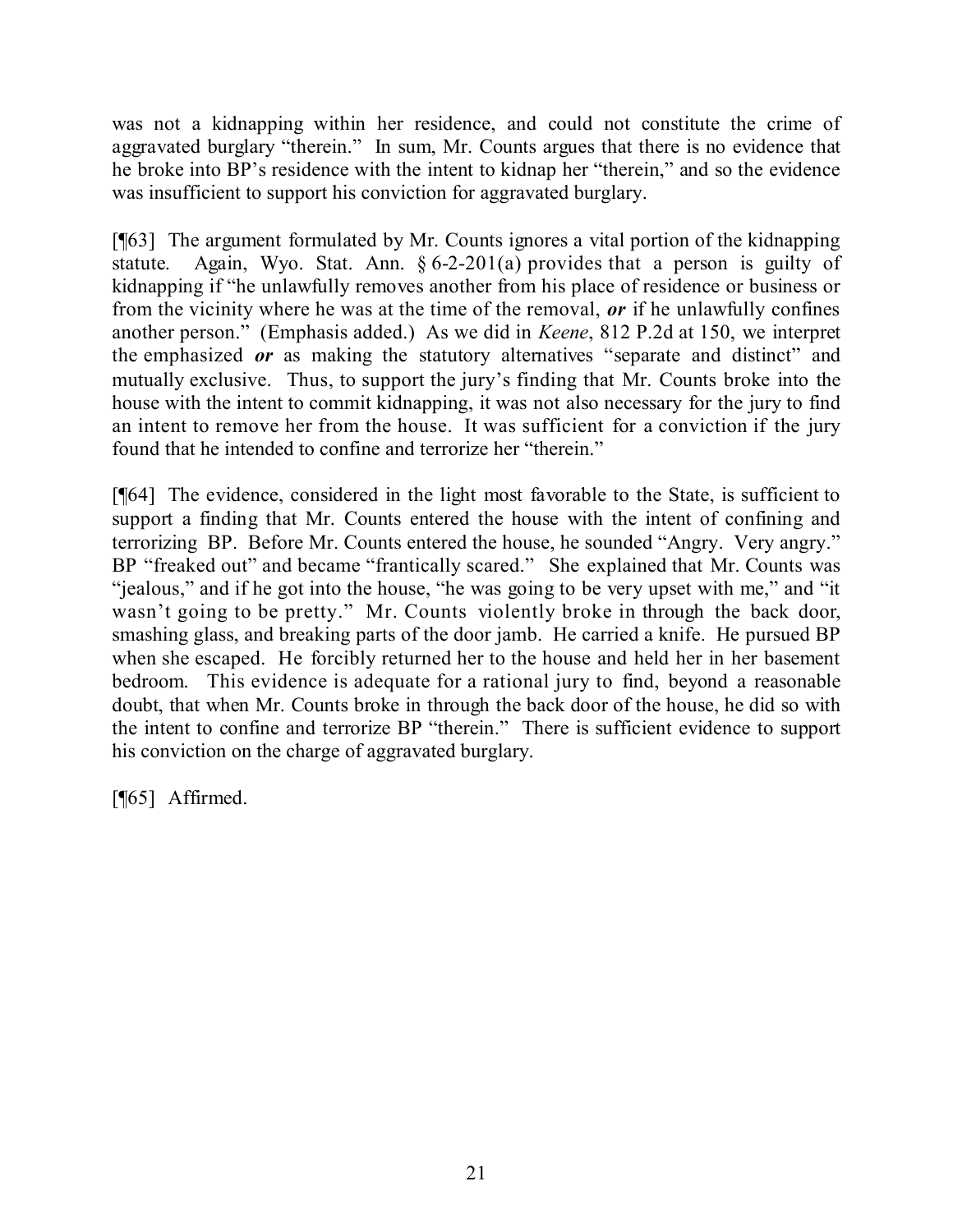was not a kidnapping within her residence, and could not constitute the crime of aggravated burglary "therein." In sum, Mr. Counts argues that there is no evidence that he broke into BP's residence with the intent to kidnap her "therein," and so the evidence was insufficient to support his conviction for aggravated burglary.

[¶63] The argument formulated by Mr. Counts ignores a vital portion of the kidnapping statute. Again, Wyo. Stat. Ann. § 6-2-201(a) provides that a person is guilty of kidnapping if "he unlawfully removes another from his place of residence or business or from the vicinity where he was at the time of the removal, ***or*** if he unlawfully confines another person." (Emphasis added.) As we did in *Keene*, 812 P.2d at 150, we interpret the emphasized ***or*** as making the statutory alternatives "separate and distinct" and mutually exclusive. Thus, to support the jury's finding that Mr. Counts broke into the house with the intent to commit kidnapping, it was not also necessary for the jury to find an intent to remove her from the house. It was sufficient for a conviction if the jury found that he intended to confine and terrorize her "therein."

[¶64] The evidence, considered in the light most favorable to the State, is sufficient to support a finding that Mr. Counts entered the house with the intent of confining and terrorizing BP. Before Mr. Counts entered the house, he sounded "Angry. Very angry." BP "freaked out" and became "frantically scared." She explained that Mr. Counts was "jealous," and if he got into the house, "he was going to be very upset with me," and "it wasn't going to be pretty." Mr. Counts violently broke in through the back door, smashing glass, and breaking parts of the door jamb. He carried a knife. He pursued BP when she escaped. He forcibly returned her to the house and held her in her basement bedroom. This evidence is adequate for a rational jury to find, beyond a reasonable doubt, that when Mr. Counts broke in through the back door of the house, he did so with the intent to confine and terrorize BP "therein." There is sufficient evidence to support his conviction on the charge of aggravated burglary.

[¶65] Affirmed.